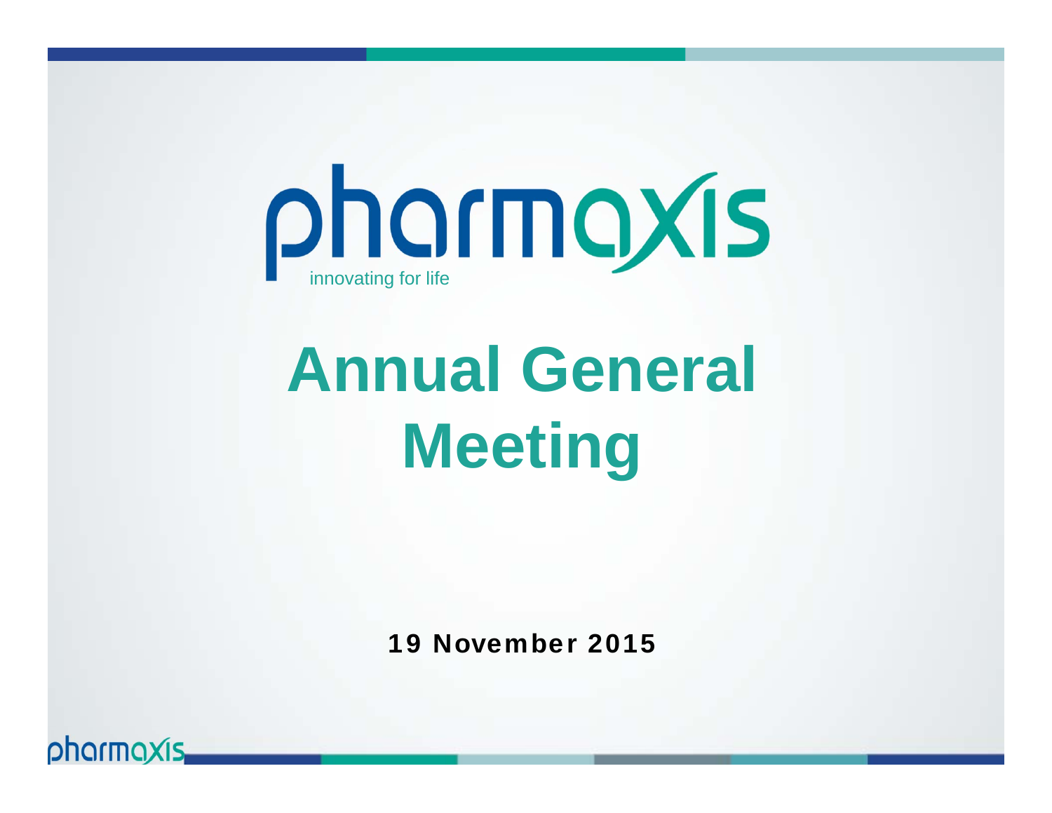pharmaxis

innovating for life

# Annual General Meeting

**19 November 2015**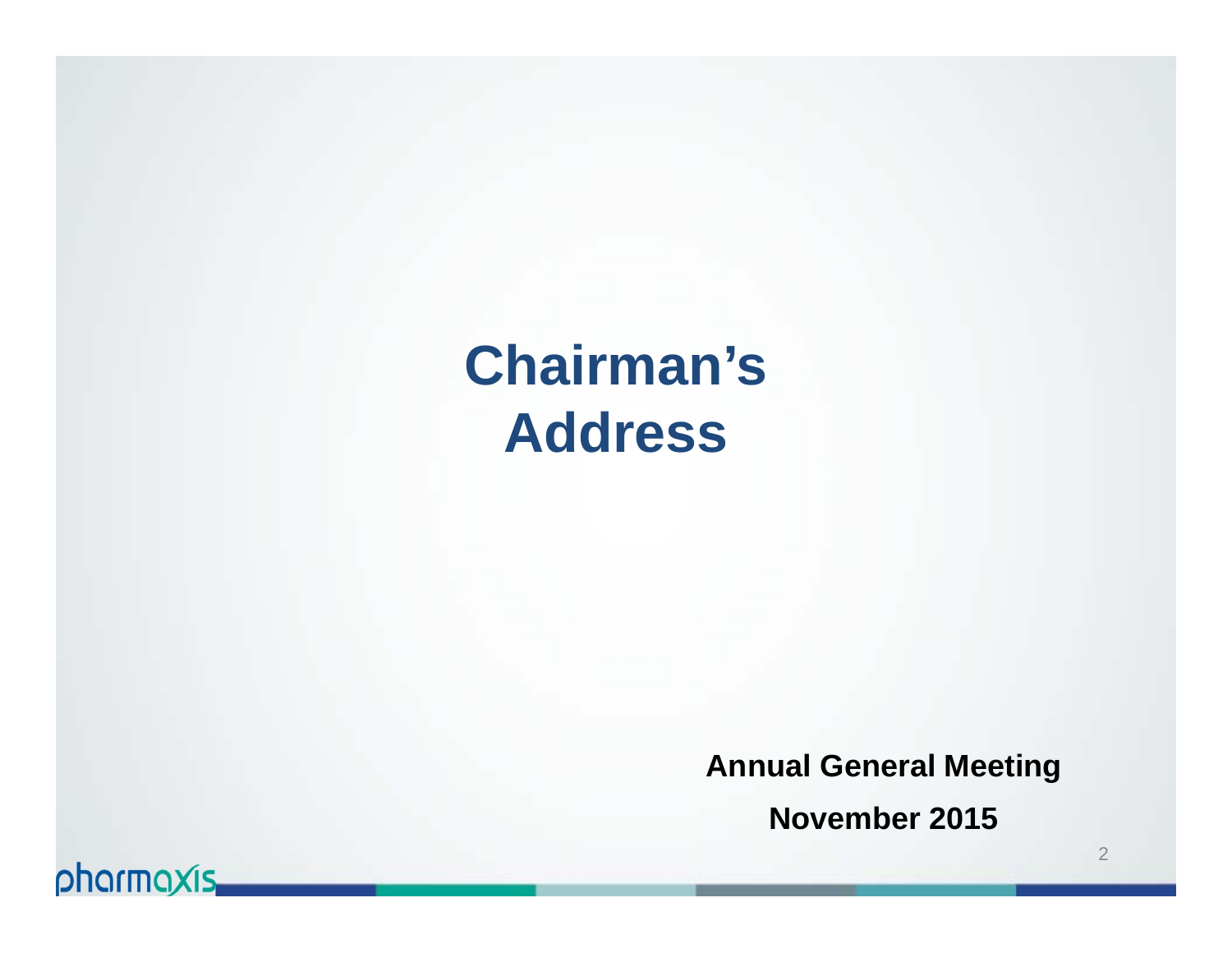# Chairman's Address

**Annual General Meeting**

**November 2015**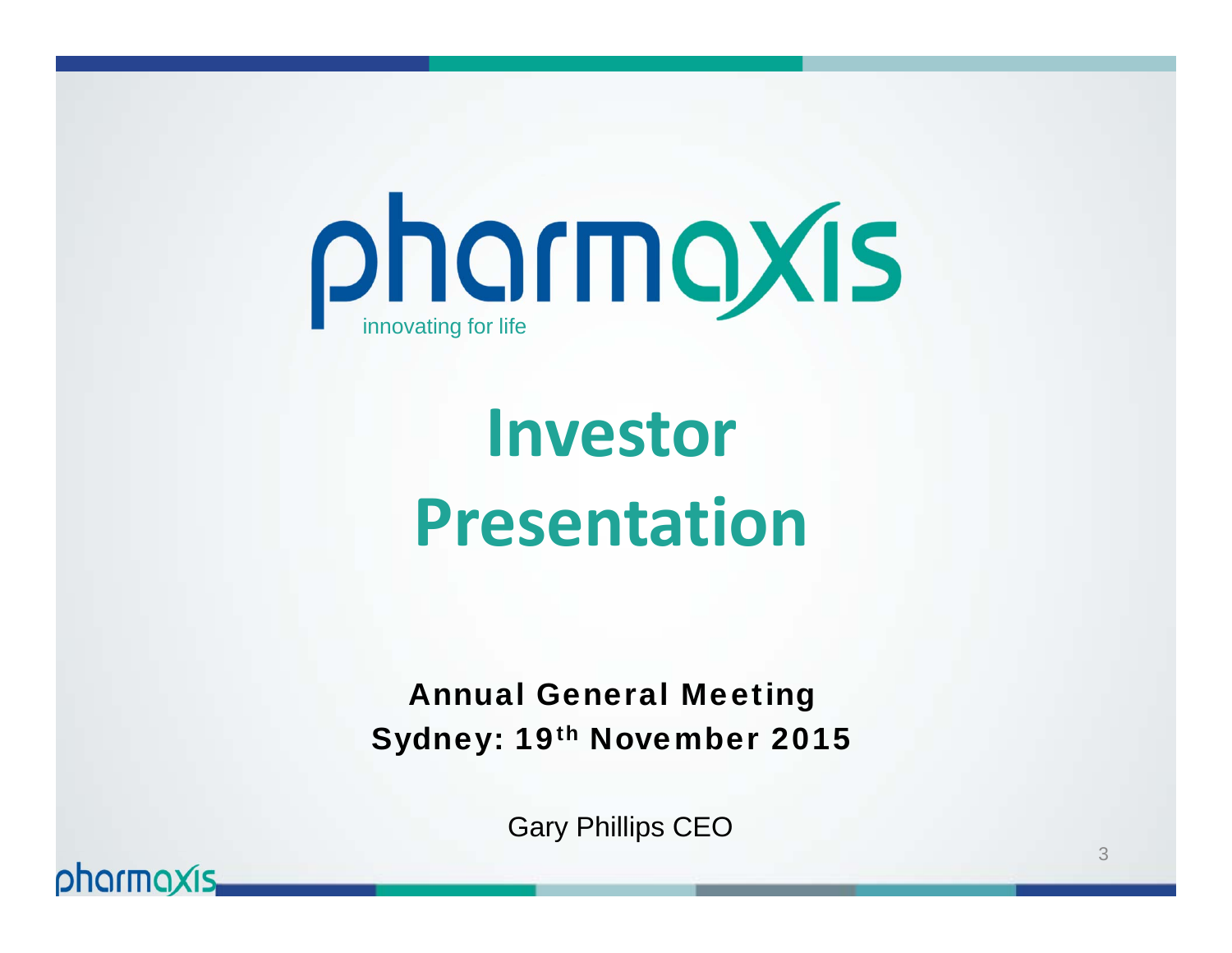pharmaxis

innovating for life

# Investor Presentation

**Annual General Meeting**

**Sydney: 19th November 2015**

Gary Phillips CEO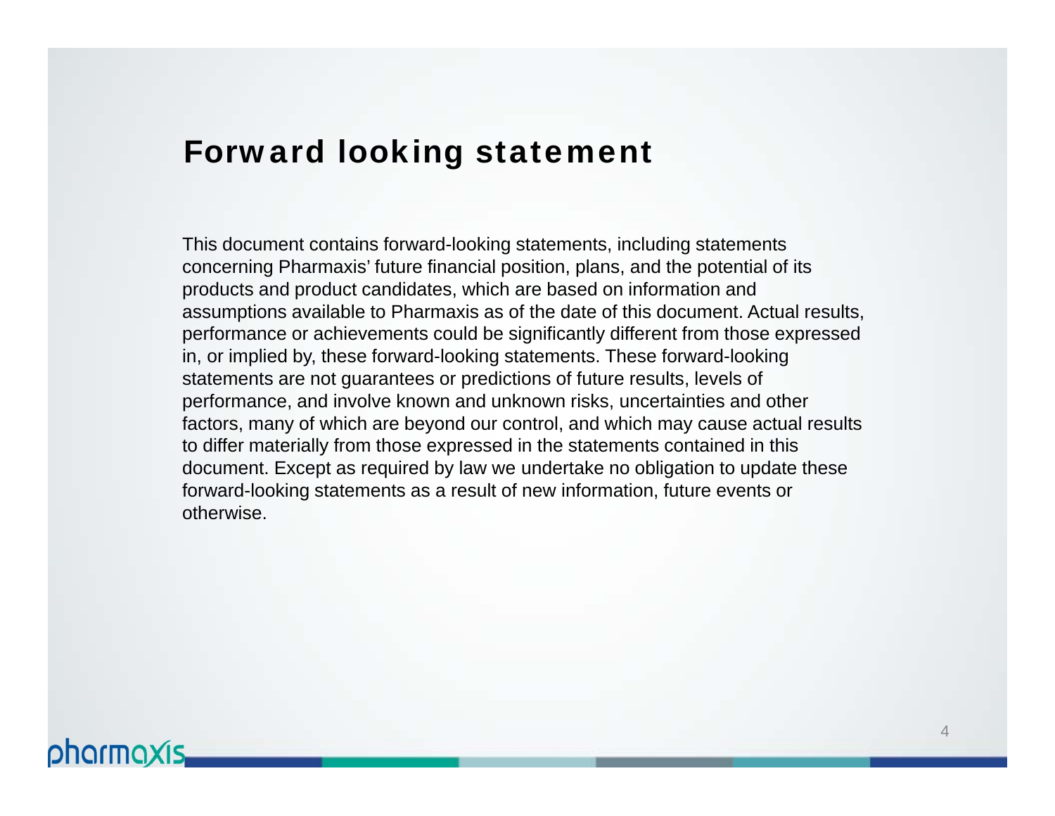# Forward looking statement

This document contains forward-looking statements, including statements concerning Pharmaxis' future financial position, plans, and the potential of its products and product candidates, which are based on information and assumptions available to Pharmaxis as of the date of this document. Actual results, performance or achievements could be significantly different from those expressed in, or implied by, these forward-looking statements. These forward-looking statements are not guarantees or predictions of future results, levels of performance, and involve known and unknown risks, uncertainties and other factors, many of which are beyond our control, and which may cause actual results to differ materially from those expressed in the statements contained in this document. Except as required by law we undertake no obligation to update these forward-looking statements as a result of new information, future events or otherwise.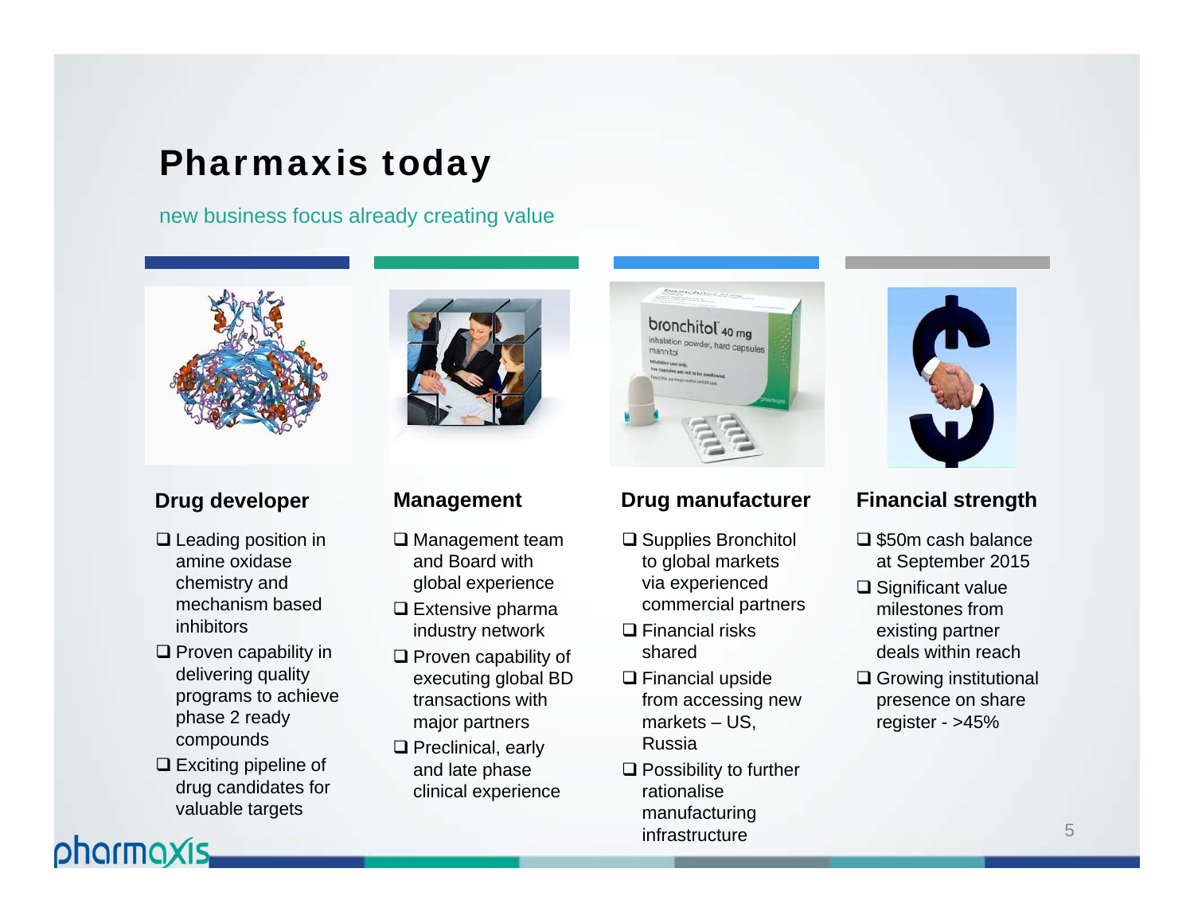# Pharmaxis today

new business focus already creating value

### Drug developer

- Leading position in amine oxidase chemistry and mechanism based inhibitors
- Proven capability in delivering quality programs to achieve phase 2 ready compounds
- Exciting pipeline of drug candidates for valuable targets

### Management

- Management team and Board with global experience
- Extensive pharma industry network
- Proven capability of executing global BD transactions with major partners
- Preclinical, early and late phase clinical experience

### Drug manufacturer

- Supplies Bronchitol to global markets via experienced commercial partners
- Financial risks shared
- Financial upside from accessing new markets – US, Russia
- Possibility to further rationalise manufacturing infrastructure

### Financial strength

- $50m cash balance at September 2015
- Significant value milestones from existing partner deals within reach
- Growing institutional presence on share register - >45%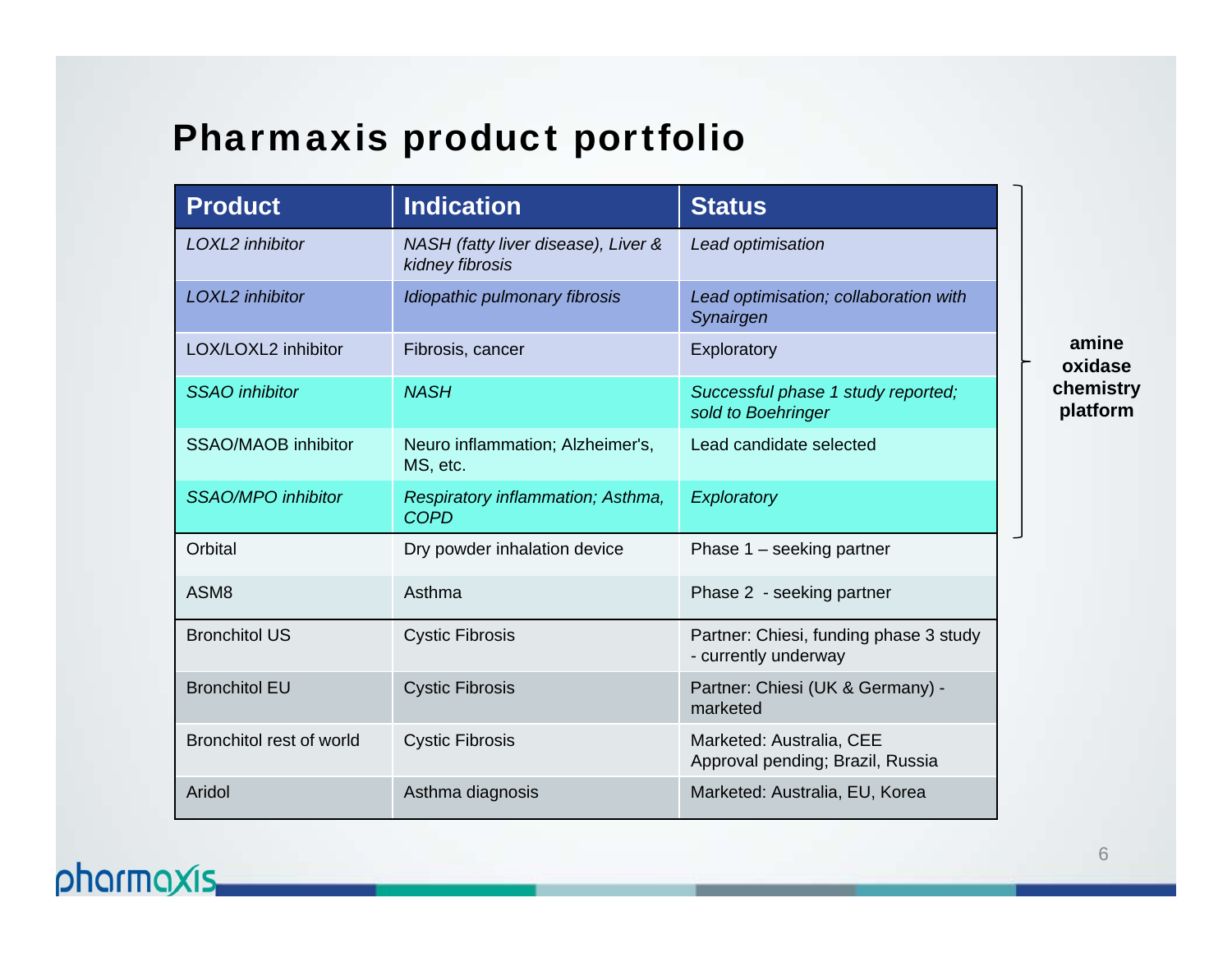# Pharmaxis product portfolio

| Product | Indication | Status |
| --- | --- | --- |
| *LOXL2 inhibitor* | *NASH (fatty liver disease), Liver & kidney fibrosis* | *Lead optimisation* |
| *LOXL2 inhibitor* | *Idiopathic pulmonary fibrosis* | *Lead optimisation; collaboration with Synairgen* |
| LOX/LOXL2 inhibitor | Fibrosis, cancer | Exploratory |
| *SSAO inhibitor* | *NASH* | *Successful phase 1 study reported; sold to Boehringer* |
| SSAO/MAOB inhibitor | Neuro inflammation; Alzheimer's, MS, etc. | Lead candidate selected |
| *SSAO/MPO inhibitor* | *Respiratory inflammation; Asthma, COPD* | *Exploratory* |
| Orbital | Dry powder inhalation device | Phase 1 – seeking partner |
| ASM8 | Asthma | Phase 2 - seeking partner |
| Bronchitol US | Cystic Fibrosis | Partner: Chiesi, funding phase 3 study - currently underway |
| Bronchitol EU | Cystic Fibrosis | Partner: Chiesi (UK & Germany) - marketed |
| Bronchitol rest of world | Cystic Fibrosis | Marketed: Australia, CEE<br>Approval pending; Brazil, Russia |
| Aridol | Asthma diagnosis | Marketed: Australia, EU, Korea |

**amine oxidase chemistry platform** (first six products)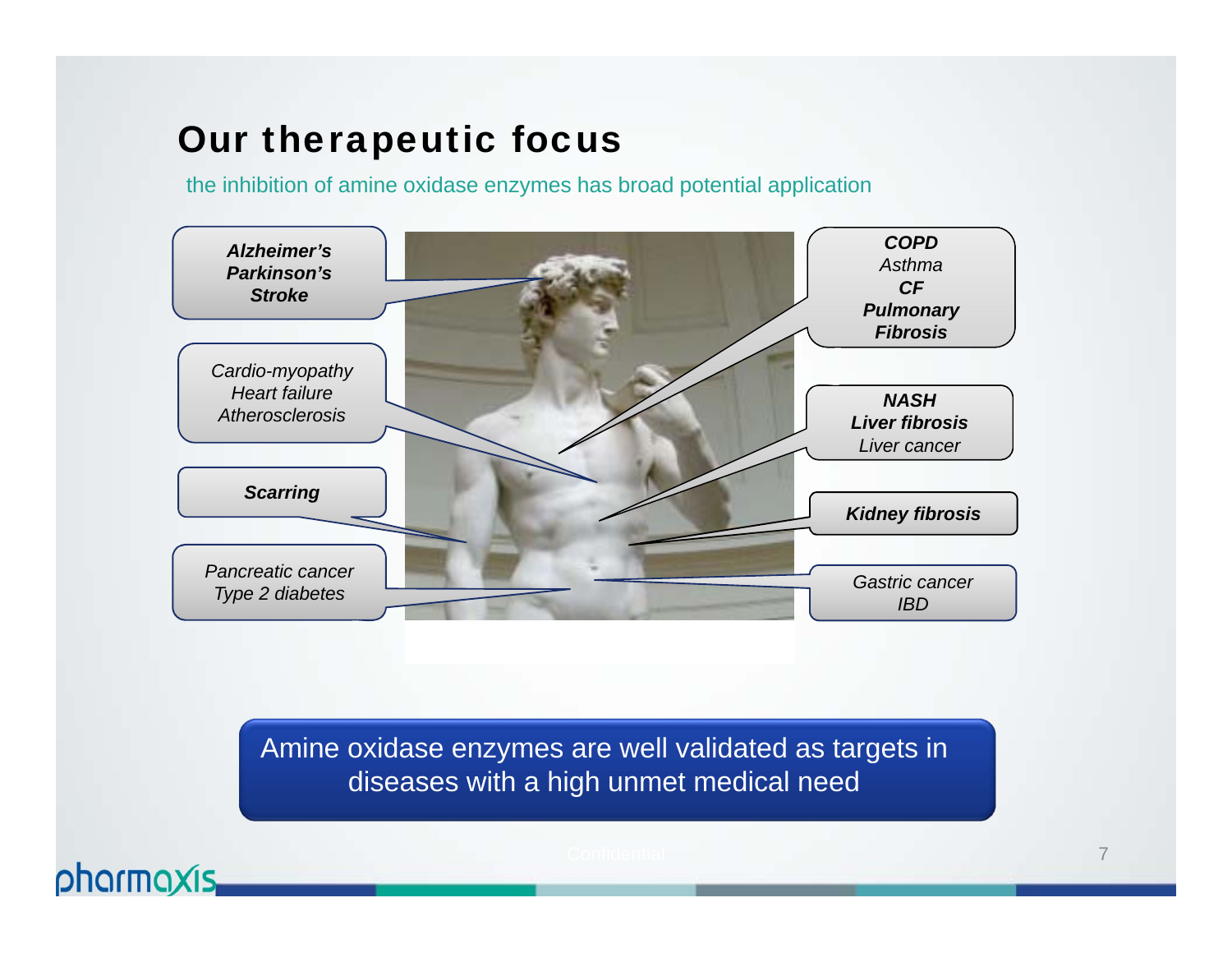# Our therapeutic focus

the inhibition of amine oxidase enzymes has broad potential application

***Alzheimer's***
***Parkinson's***
***Stroke***

*Cardio-myopathy*
*Heart failure*
*Atherosclerosis*

***Scarring***

*Pancreatic cancer*
*Type 2 diabetes*

***COPD***
*Asthma*
***CF***
***Pulmonary Fibrosis***

***NASH***
***Liver fibrosis***
*Liver cancer*

***Kidney fibrosis***

*Gastric cancer*
*IBD*

Amine oxidase enzymes are well validated as targets in diseases with a high unmet medical need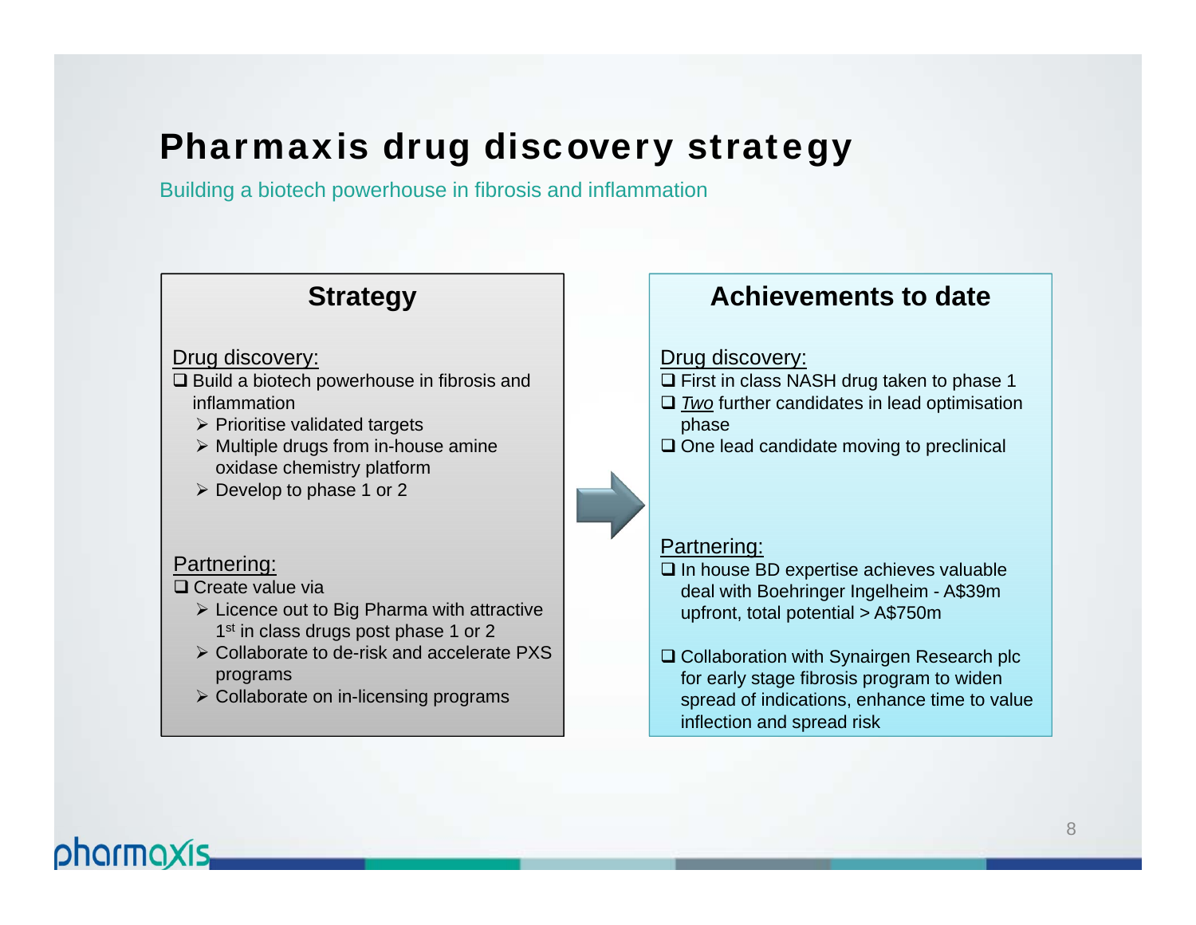# Pharmaxis drug discovery strategy

Building a biotech powerhouse in fibrosis and inflammation

## Strategy

Drug discovery:

- Build a biotech powerhouse in fibrosis and inflammation
  - Prioritise validated targets
  - Multiple drugs from in-house amine oxidase chemistry platform
  - Develop to phase 1 or 2

Partnering:

- Create value via
  - Licence out to Big Pharma with attractive 1st in class drugs post phase 1 or 2
  - Collaborate to de-risk and accelerate PXS programs
  - Collaborate on in-licensing programs

## Achievements to date

Drug discovery:

- First in class NASH drug taken to phase 1
- *Two* further candidates in lead optimisation phase
- One lead candidate moving to preclinical

Partnering:

- In house BD expertise achieves valuable deal with Boehringer Ingelheim - A$39m upfront, total potential > A$750m
- Collaboration with Synairgen Research plc for early stage fibrosis program to widen spread of indications, enhance time to value inflection and spread risk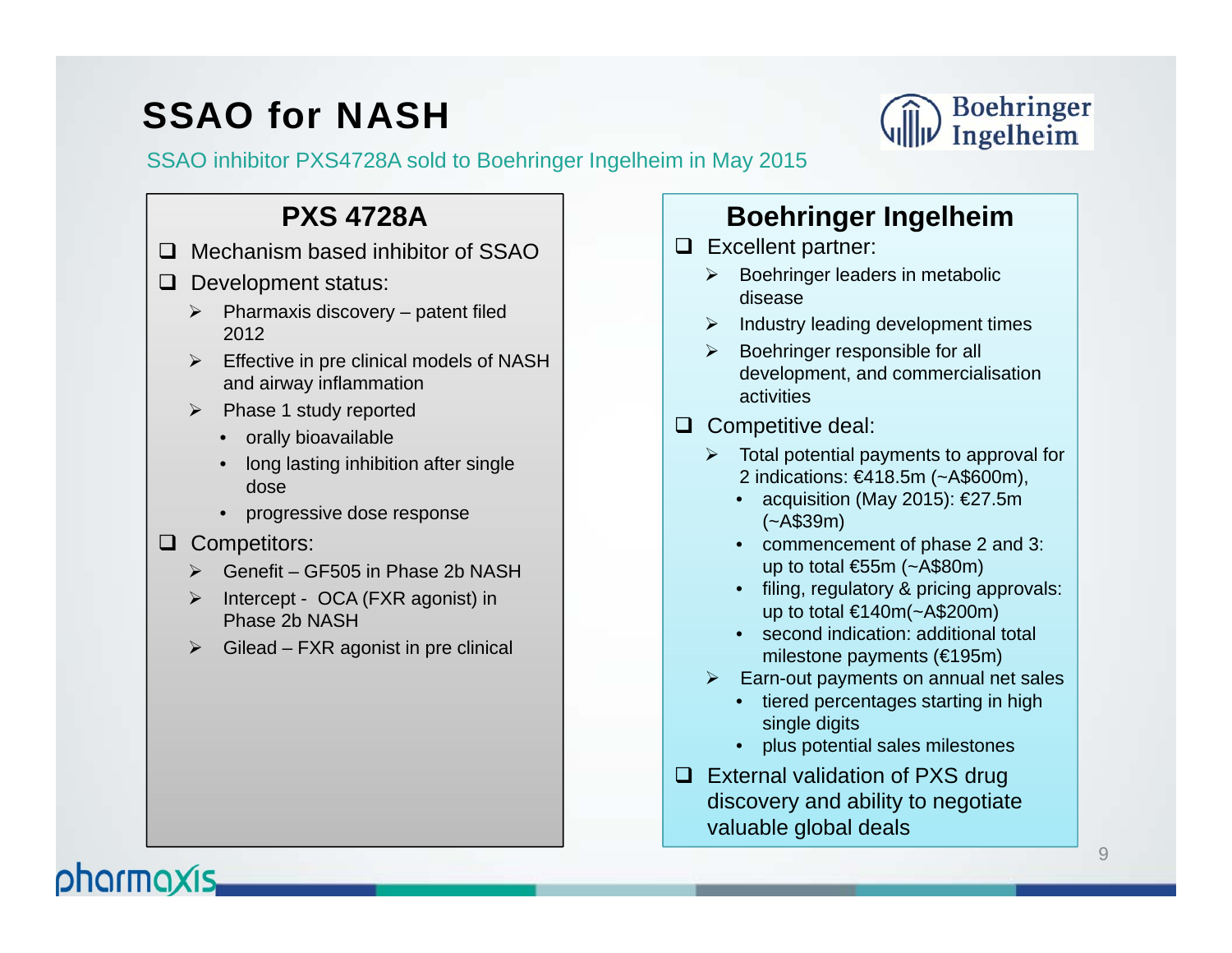# SSAO for NASH

SSAO inhibitor PXS4728A sold to Boehringer Ingelheim in May 2015

## PXS 4728A

- Mechanism based inhibitor of SSAO
- Development status:
  - Pharmaxis discovery – patent filed 2012
  - Effective in pre clinical models of NASH and airway inflammation
  - Phase 1 study reported
    - orally bioavailable
    - long lasting inhibition after single dose
    - progressive dose response
- Competitors:
  - Genefit – GF505 in Phase 2b NASH
  - Intercept - OCA (FXR agonist) in Phase 2b NASH
  - Gilead – FXR agonist in pre clinical

## Boehringer Ingelheim

- Excellent partner:
  - Boehringer leaders in metabolic disease
  - Industry leading development times
  - Boehringer responsible for all development, and commercialisation activities
- Competitive deal:
  - Total potential payments to approval for 2 indications: €418.5m (~A$600m),
    - acquisition (May 2015): €27.5m (~A$39m)
    - commencement of phase 2 and 3: up to total €55m (~A$80m)
    - filing, regulatory & pricing approvals: up to total €140m(~A$200m)
    - second indication: additional total milestone payments (€195m)
  - Earn-out payments on annual net sales
    - tiered percentages starting in high single digits
    - plus potential sales milestones
- External validation of PXS drug discovery and ability to negotiate valuable global deals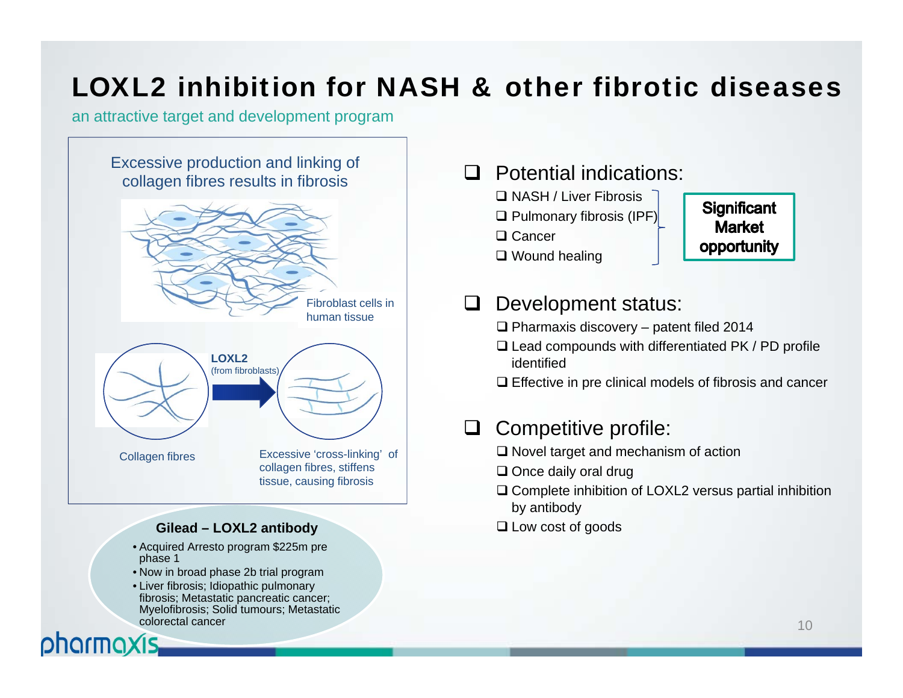# LOXL2 inhibition for NASH & other fibrotic diseases

an attractive target and development program

Excessive production and linking of collagen fibres results in fibrosis

Fibroblast cells in human tissue

**LOXL2** (from fibroblasts)

Collagen fibres

Excessive 'cross-linking' of collagen fibres, stiffens tissue, causing fibrosis

**Gilead – LOXL2 antibody**

- Acquired Arresto program $225m pre phase 1
- Now in broad phase 2b trial program
- Liver fibrosis; Idiopathic pulmonary fibrosis; Metastatic pancreatic cancer; Myelofibrosis; Solid tumours; Metastatic colorectal cancer

## Potential indications:

- NASH / Liver Fibrosis
- Pulmonary fibrosis (IPF)
- Cancer
- Wound healing

**Significant Market opportunity**

## Development status:

- Pharmaxis discovery – patent filed 2014
- Lead compounds with differentiated PK / PD profile identified
- Effective in pre clinical models of fibrosis and cancer

## Competitive profile:

- Novel target and mechanism of action
- Once daily oral drug
- Complete inhibition of LOXL2 versus partial inhibition by antibody
- Low cost of goods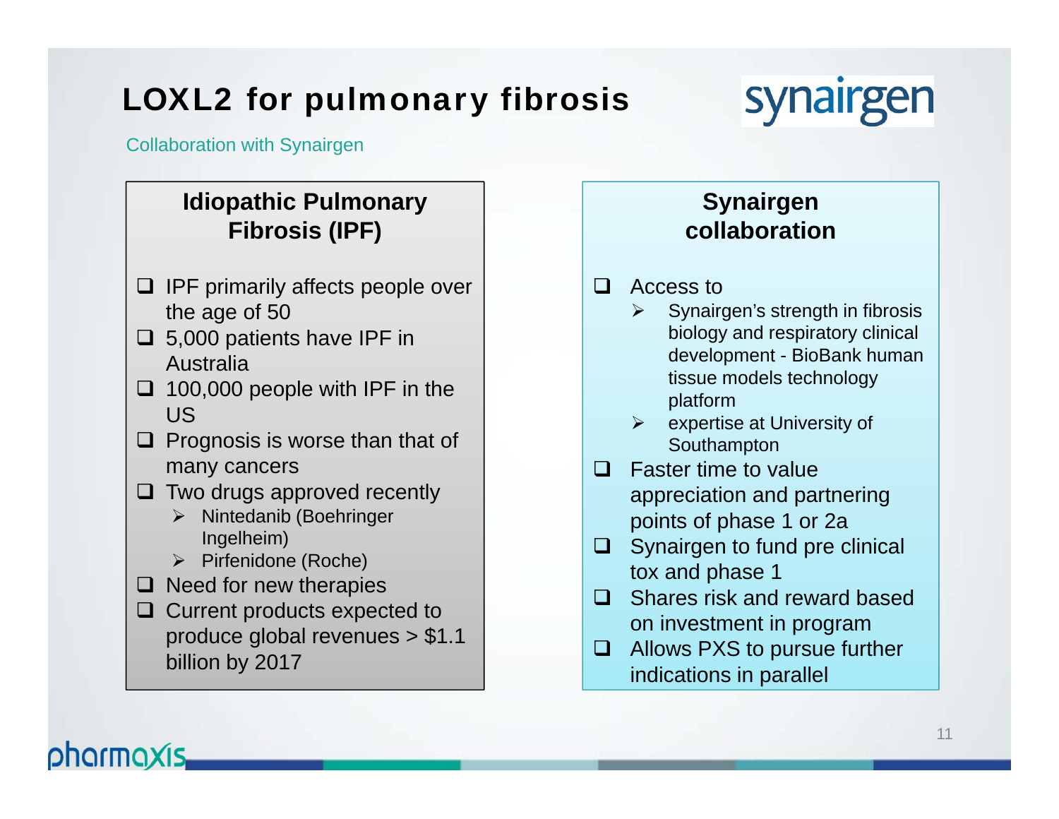# LOXL2 for pulmonary fibrosis

Collaboration with Synairgen

## Idiopathic Pulmonary Fibrosis (IPF)

- IPF primarily affects people over the age of 50
- 5,000 patients have IPF in Australia
- 100,000 people with IPF in the US
- Prognosis is worse than that of many cancers
- Two drugs approved recently
  - Nintedanib (Boehringer Ingelheim)
  - Pirfenidone (Roche)
- Need for new therapies
- Current products expected to produce global revenues > $1.1 billion by 2017

## Synairgen collaboration

- Access to
  - Synairgen's strength in fibrosis biology and respiratory clinical development - BioBank human tissue models technology platform
  - expertise at University of Southampton
- Faster time to value appreciation and partnering points of phase 1 or 2a
- Synairgen to fund pre clinical tox and phase 1
- Shares risk and reward based on investment in program
- Allows PXS to pursue further indications in parallel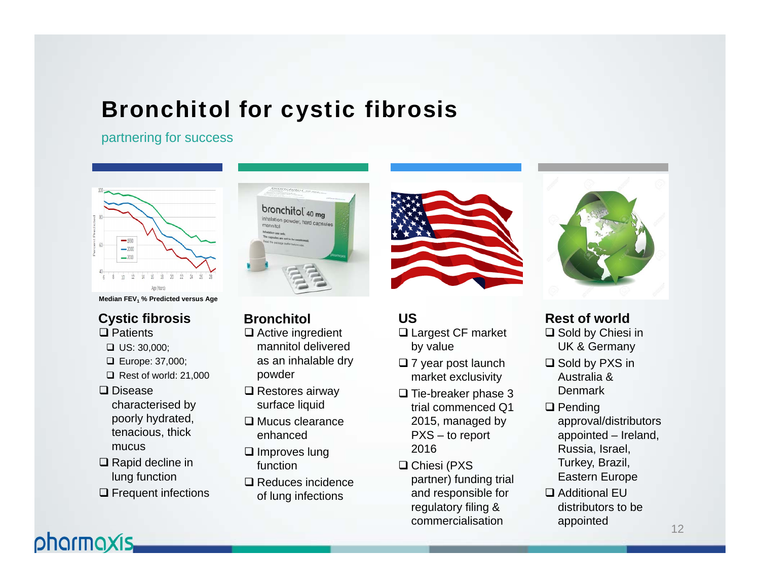# Bronchitol for cystic fibrosis

partnering for success

Median $FEV_1$ % Predicted versus Age

## Cystic fibrosis

- Patients
  - US: 30,000;
  - Europe: 37,000;
  - Rest of world: 21,000
- Disease characterised by poorly hydrated, tenacious, thick mucus
- Rapid decline in lung function
- Frequent infections

## Bronchitol

- Active ingredient mannitol delivered as an inhalable dry powder
- Restores airway surface liquid
- Mucus clearance enhanced
- Improves lung function
- Reduces incidence of lung infections

## US

- Largest CF market by value
- 7 year post launch market exclusivity
- Tie-breaker phase 3 trial commenced Q1 2015, managed by PXS – to report 2016
- Chiesi (PXS partner) funding trial and responsible for regulatory filing & commercialisation

## Rest of world

- Sold by Chiesi in UK & Germany
- Sold by PXS in Australia & Denmark
- Pending approval/distributors appointed – Ireland, Russia, Israel, Turkey, Brazil, Eastern Europe
- Additional EU distributors to be appointed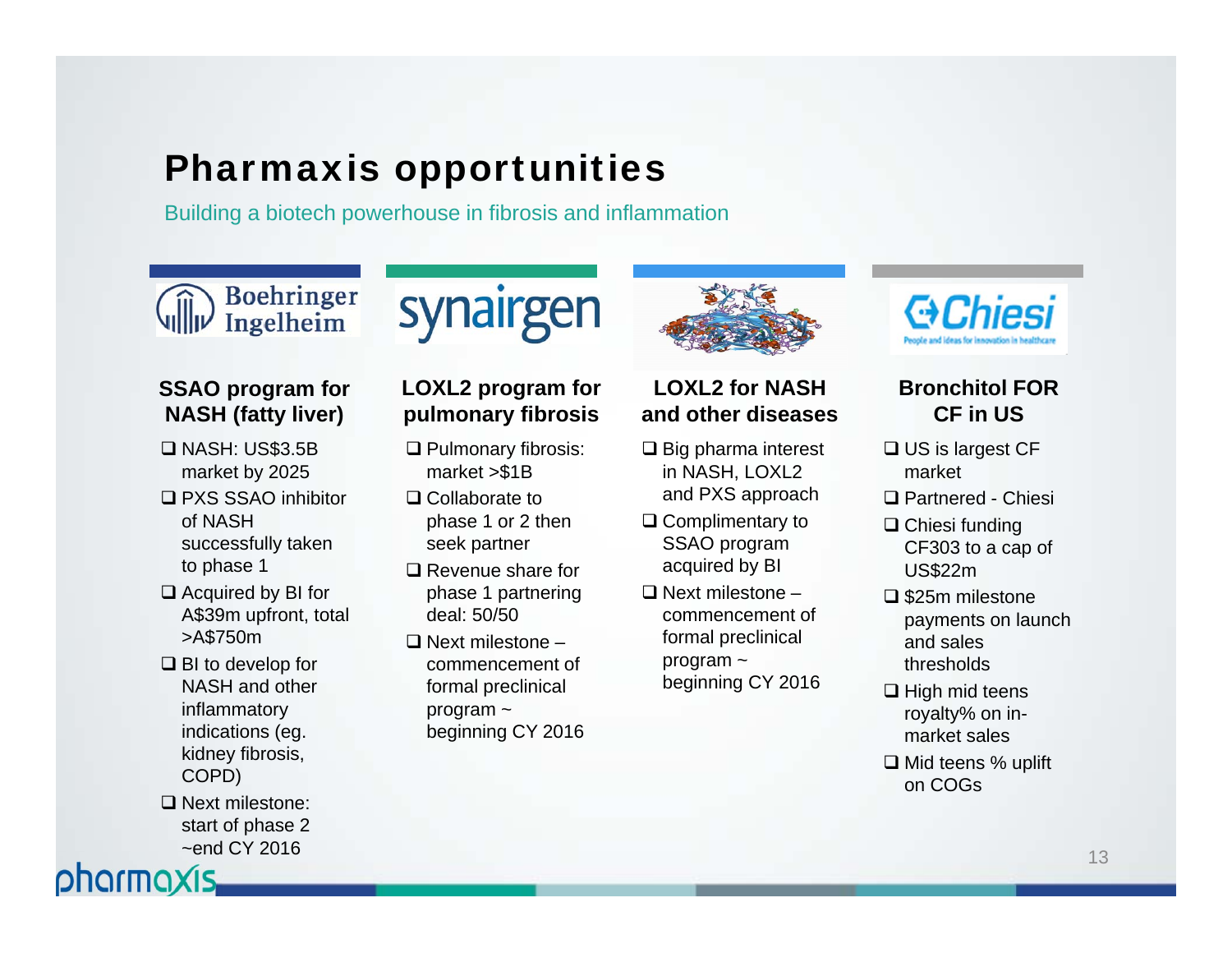# Pharmaxis opportunities

Building a biotech powerhouse in fibrosis and inflammation

### Boehringer Ingelheim — SSAO program for NASH (fatty liver)

- NASH: US$3.5B market by 2025
- PXS SSAO inhibitor of NASH successfully taken to phase 1
- Acquired by BI for A$39m upfront, total >A$750m
- BI to develop for NASH and other inflammatory indications (eg. kidney fibrosis, COPD)
- Next milestone: start of phase 2 ~end CY 2016

### synairgen — LOXL2 program for pulmonary fibrosis

- Pulmonary fibrosis: market >$1B
- Collaborate to phase 1 or 2 then seek partner
- Revenue share for phase 1 partnering deal: 50/50
- Next milestone – commencement of formal preclinical program ~ beginning CY 2016

### LOXL2 for NASH and other diseases

- Big pharma interest in NASH, LOXL2 and PXS approach
- Complimentary to SSAO program acquired by BI
- Next milestone – commencement of formal preclinical program ~ beginning CY 2016

### Chiesi — Bronchitol FOR CF in US

- US is largest CF market
- Partnered - Chiesi
- Chiesi funding CF303 to a cap of US$22m
- $25m milestone payments on launch and sales thresholds
- High mid teens royalty% on in-market sales
- Mid teens % uplift on COGs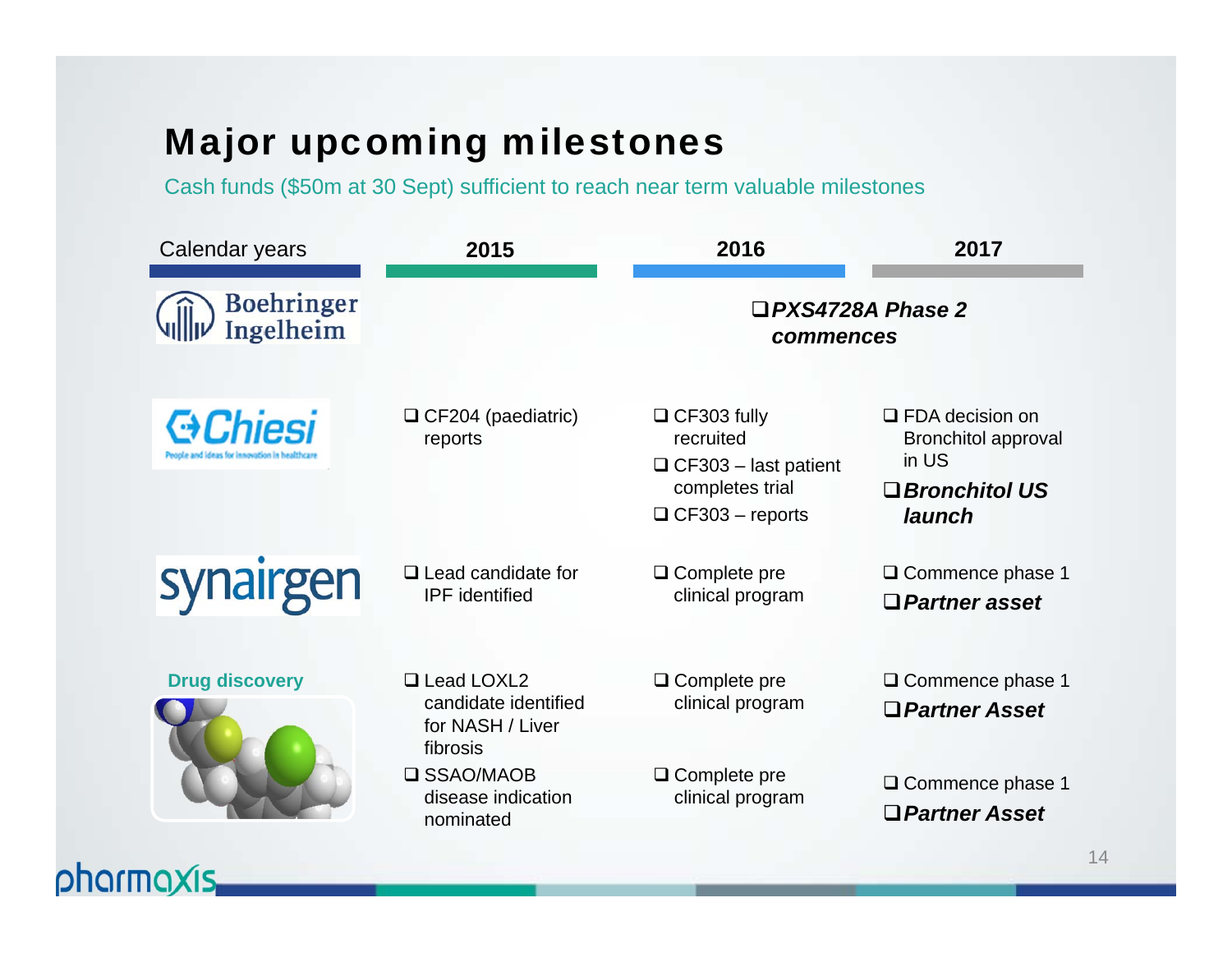# Major upcoming milestones

Cash funds ($50m at 30 Sept) sufficient to reach near term valuable milestones

| Calendar years | 2015 | 2016 | 2017 |
|---|---|---|---|
| Boehringer Ingelheim | | ❑ ***PXS4728A Phase 2 commences*** | |
| Chiesi | ❑ CF204 (paediatric) reports | ❑ CF303 fully recruited<br>❑ CF303 – last patient completes trial<br>❑ CF303 – reports | ❑ FDA decision on Bronchitol approval in US<br>❑ ***Bronchitol US launch*** |
| synairgen | ❑ Lead candidate for IPF identified | ❑ Complete pre clinical program | ❑ Commence phase 1<br>❑ ***Partner asset*** |
| **Drug discovery** | ❑ Lead LOXL2 candidate identified for NASH / Liver fibrosis | ❑ Complete pre clinical program | ❑ Commence phase 1<br>❑ ***Partner Asset*** |
| | ❑ SSAO/MAOB disease indication nominated | ❑ Complete pre clinical program | ❑ Commence phase 1<br>❑ ***Partner Asset*** |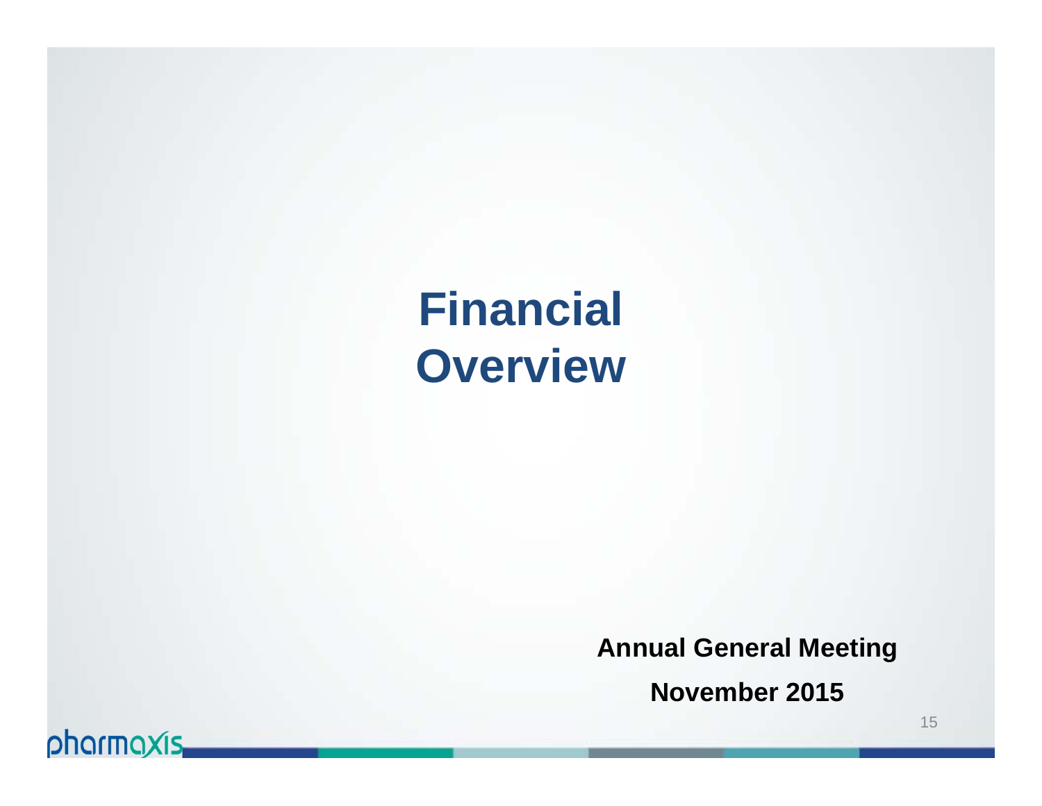# Financial Overview

**Annual General Meeting**

**November 2015**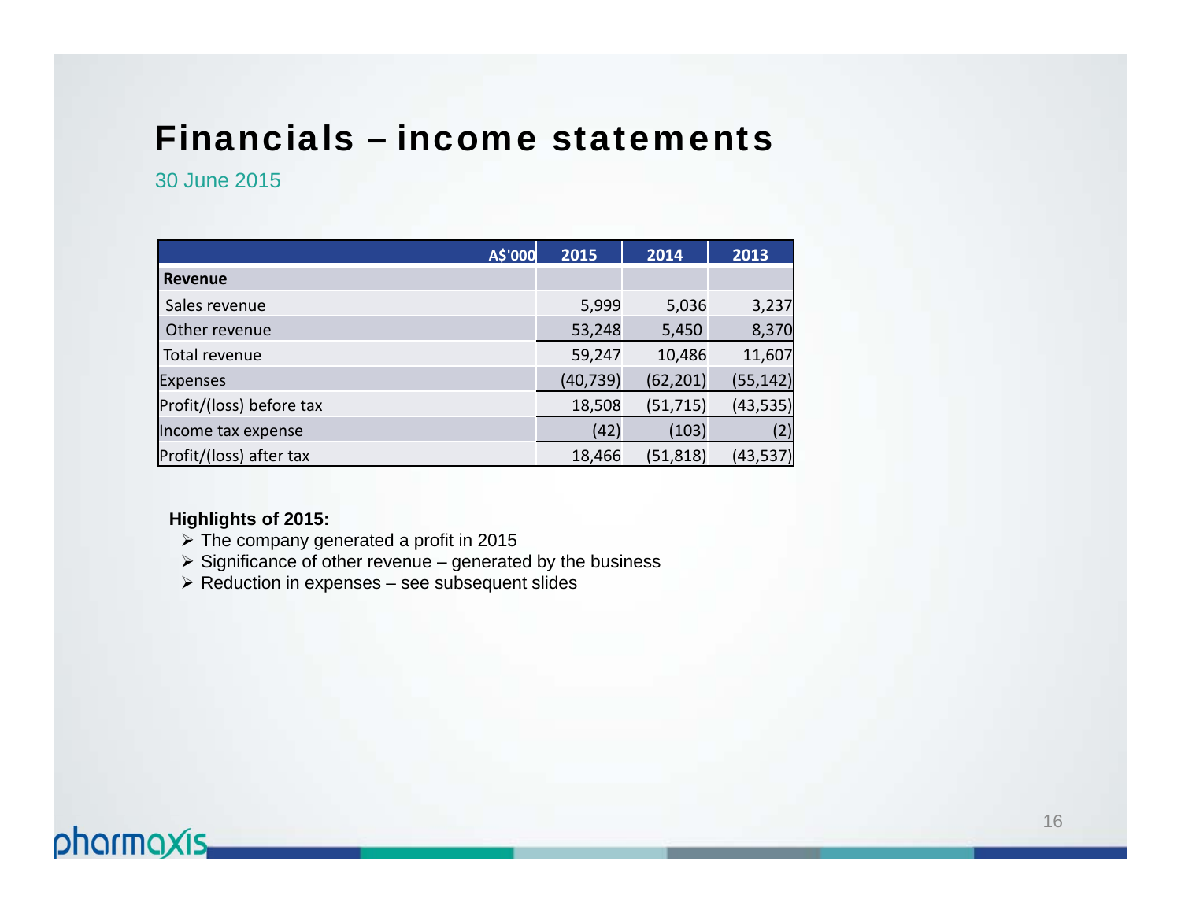# Financials – income statements

30 June 2015

| A$'000 | 2015 | 2014 | 2013 |
|---|---|---|---|
| **Revenue** | | | |
| Sales revenue | 5,999 | 5,036 | 3,237 |
| Other revenue | 53,248 | 5,450 | 8,370 |
| Total revenue | 59,247 | 10,486 | 11,607 |
| Expenses | (40,739) | (62,201) | (55,142) |
| Profit/(loss) before tax | 18,508 | (51,715) | (43,535) |
| Income tax expense | (42) | (103) | (2) |
| Profit/(loss) after tax | 18,466 | (51,818) | (43,537) |

**Highlights of 2015:**

- The company generated a profit in 2015
- Significance of other revenue – generated by the business
- Reduction in expenses – see subsequent slides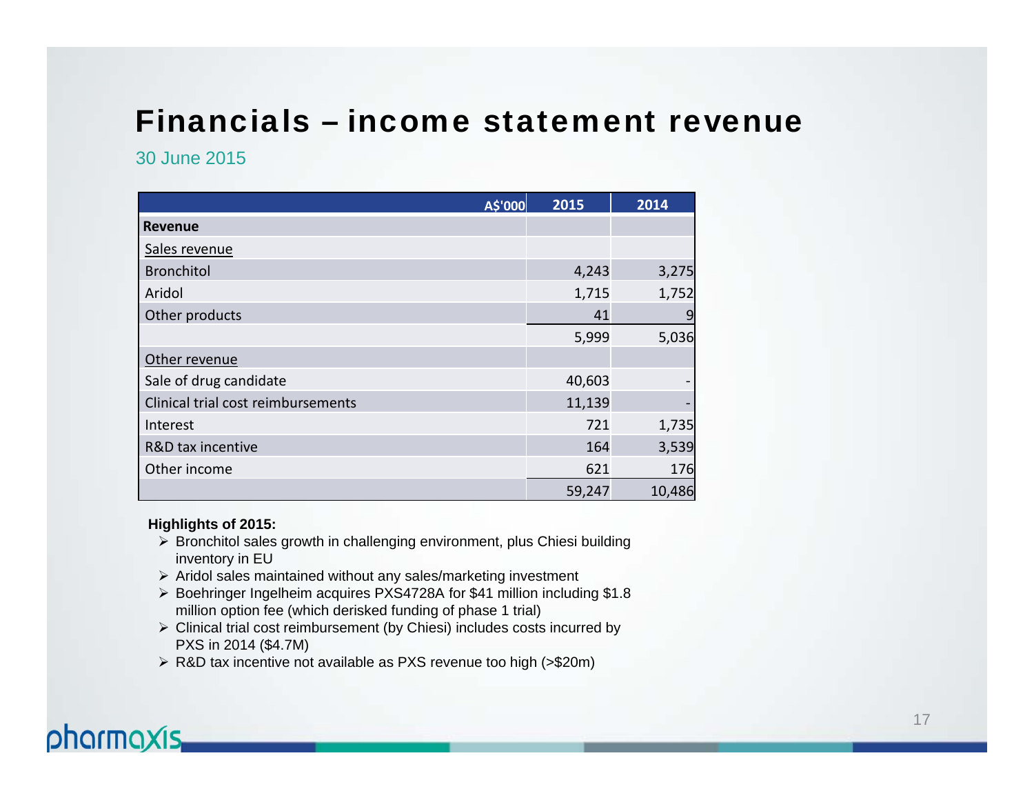# Financials – income statement revenue

30 June 2015

| A$'000 | 2015 | 2014 |
|---|---|---|
| **Revenue** | | |
| Sales revenue | | |
| Bronchitol | 4,243 | 3,275 |
| Aridol | 1,715 | 1,752 |
| Other products | 41 | 9 |
| | 5,999 | 5,036 |
| Other revenue | | |
| Sale of drug candidate | 40,603 | - |
| Clinical trial cost reimbursements | 11,139 | - |
| Interest | 721 | 1,735 |
| R&D tax incentive | 164 | 3,539 |
| Other income | 621 | 176 |
| | 59,247 | 10,486 |

**Highlights of 2015:**

- Bronchitol sales growth in challenging environment, plus Chiesi building inventory in EU
- Aridol sales maintained without any sales/marketing investment
- Boehringer Ingelheim acquires PXS4728A for $41 million including $1.8 million option fee (which derisked funding of phase 1 trial)
- Clinical trial cost reimbursement (by Chiesi) includes costs incurred by PXS in 2014 ($4.7M)
- R&D tax incentive not available as PXS revenue too high (>$20m)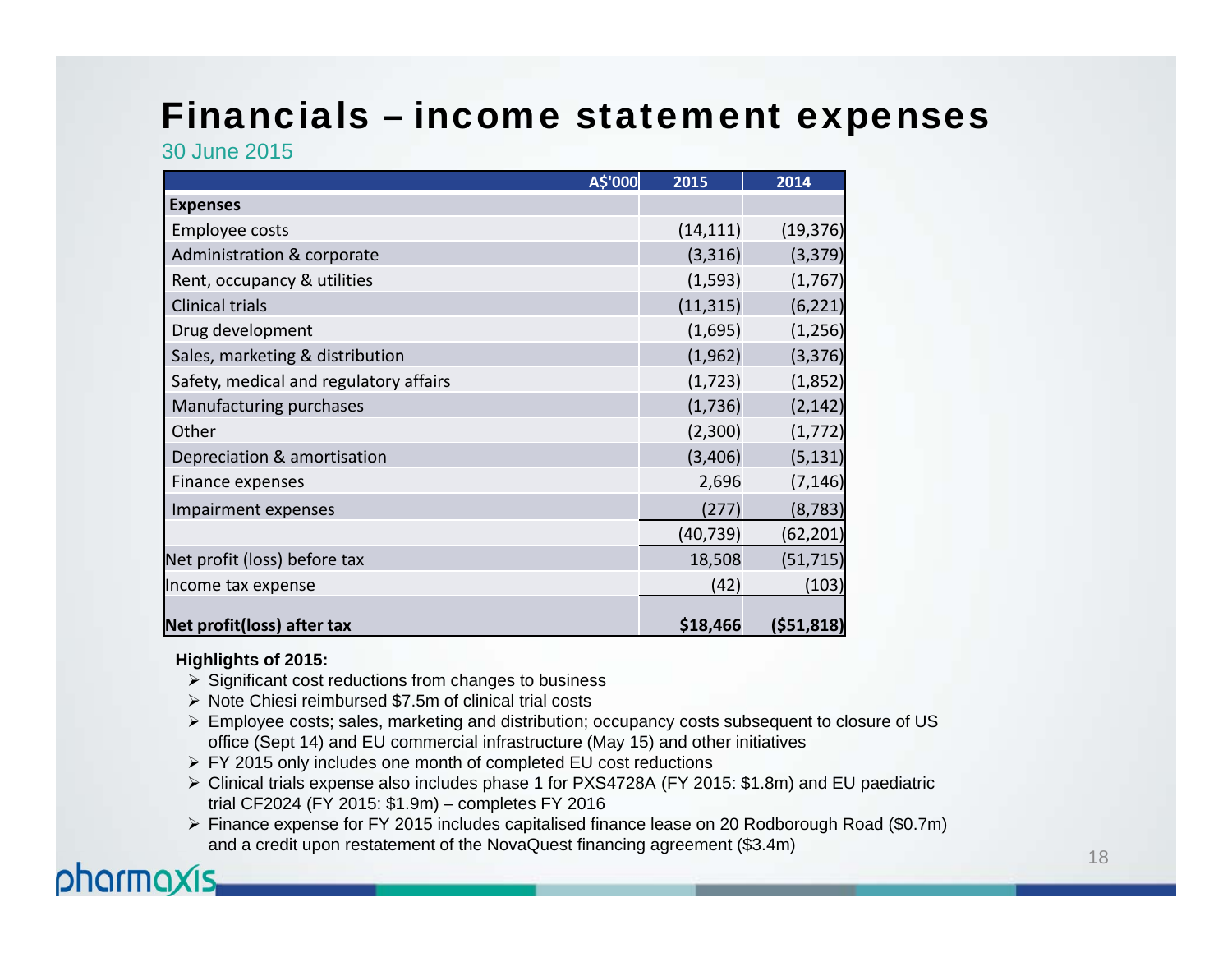# Financials – income statement expenses

30 June 2015

| A$'000 | 2015 | 2014 |
|---|---|---|
| **Expenses** | | |
| Employee costs | (14,111) | (19,376) |
| Administration & corporate | (3,316) | (3,379) |
| Rent, occupancy & utilities | (1,593) | (1,767) |
| Clinical trials | (11,315) | (6,221) |
| Drug development | (1,695) | (1,256) |
| Sales, marketing & distribution | (1,962) | (3,376) |
| Safety, medical and regulatory affairs | (1,723) | (1,852) |
| Manufacturing purchases | (1,736) | (2,142) |
| Other | (2,300) | (1,772) |
| Depreciation & amortisation | (3,406) | (5,131) |
| Finance expenses | 2,696 | (7,146) |
| Impairment expenses | (277) | (8,783) |
| | (40,739) | (62,201) |
| Net profit (loss) before tax | 18,508 | (51,715) |
| Income tax expense | (42) | (103) |
| **Net profit(loss) after tax** | **$18,466** | **($51,818)** |

**Highlights of 2015:**

- Significant cost reductions from changes to business
- Note Chiesi reimbursed $7.5m of clinical trial costs
- Employee costs; sales, marketing and distribution; occupancy costs subsequent to closure of US office (Sept 14) and EU commercial infrastructure (May 15) and other initiatives
- FY 2015 only includes one month of completed EU cost reductions
- Clinical trials expense also includes phase 1 for PXS4728A (FY 2015: $1.8m) and EU paediatric trial CF2024 (FY 2015: $1.9m) – completes FY 2016
- Finance expense for FY 2015 includes capitalised finance lease on 20 Rodborough Road ($0.7m) and a credit upon restatement of the NovaQuest financing agreement ($3.4m)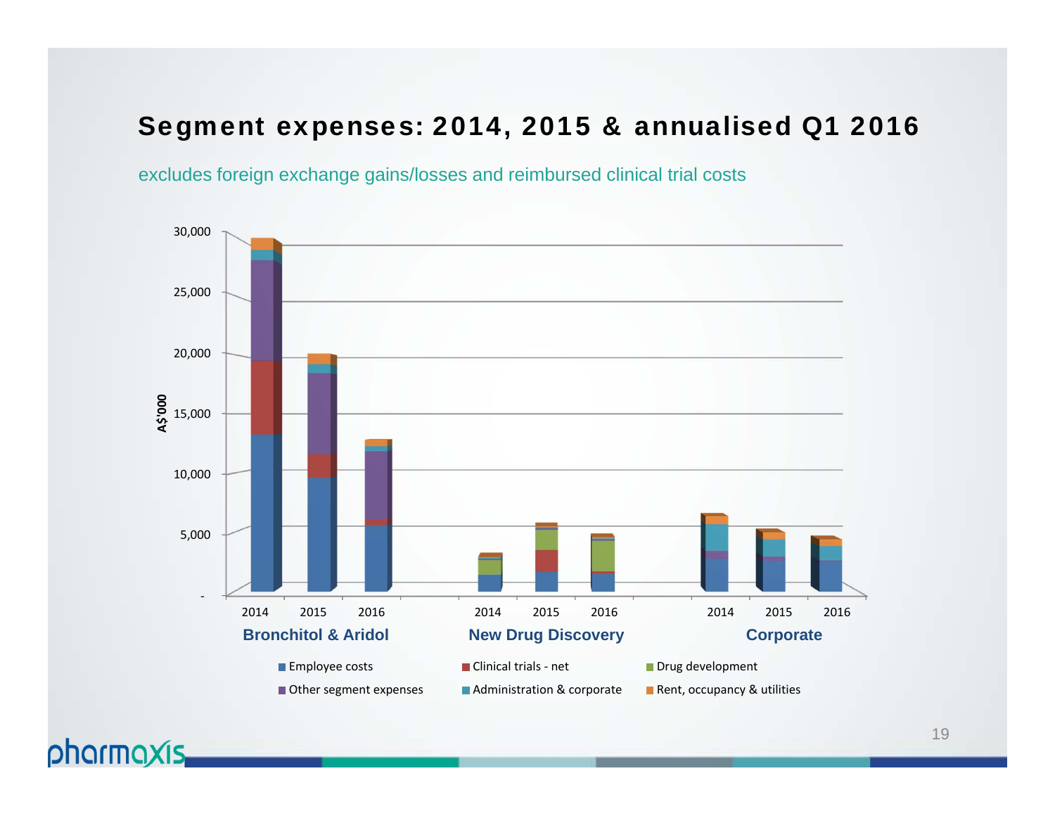# Segment expenses: 2014, 2015 & annualised Q1 2016

excludes foreign exchange gains/losses and reimbursed clinical trial costs

A$'000

30,000
25,000
20,000
15,000
10,000
5,000
-

| | 2014 | 2015 | 2016 |
|---|---|---|---|
| **Bronchitol & Aridol** | | | |
| **New Drug Discovery** | | | |
| **Corporate** | | | |

Employee costs · Clinical trials - net · Drug development · Other segment expenses · Administration & corporate · Rent, occupancy & utilities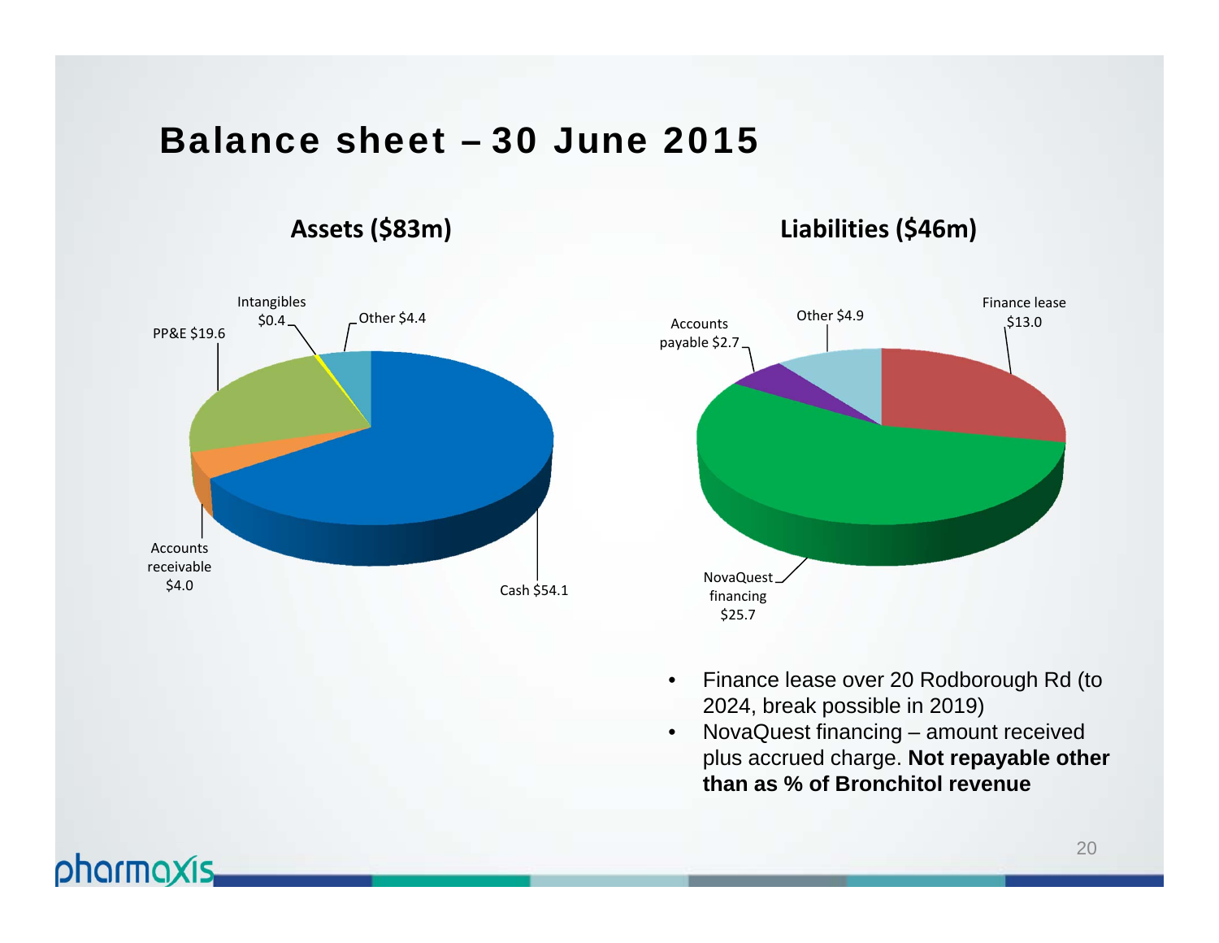# Balance sheet – 30 June 2015

## Assets ($83m)

- Cash $54.1
- PP&E $19.6
- Other $4.4
- Accounts receivable $4.0
- Intangibles $0.4

## Liabilities ($46m)

- NovaQuest financing $25.7
- Finance lease $13.0
- Other $4.9
- Accounts payable $2.7

- Finance lease over 20 Rodborough Rd (to 2024, break possible in 2019)
- NovaQuest financing – amount received plus accrued charge. **Not repayable other than as % of Bronchitol revenue**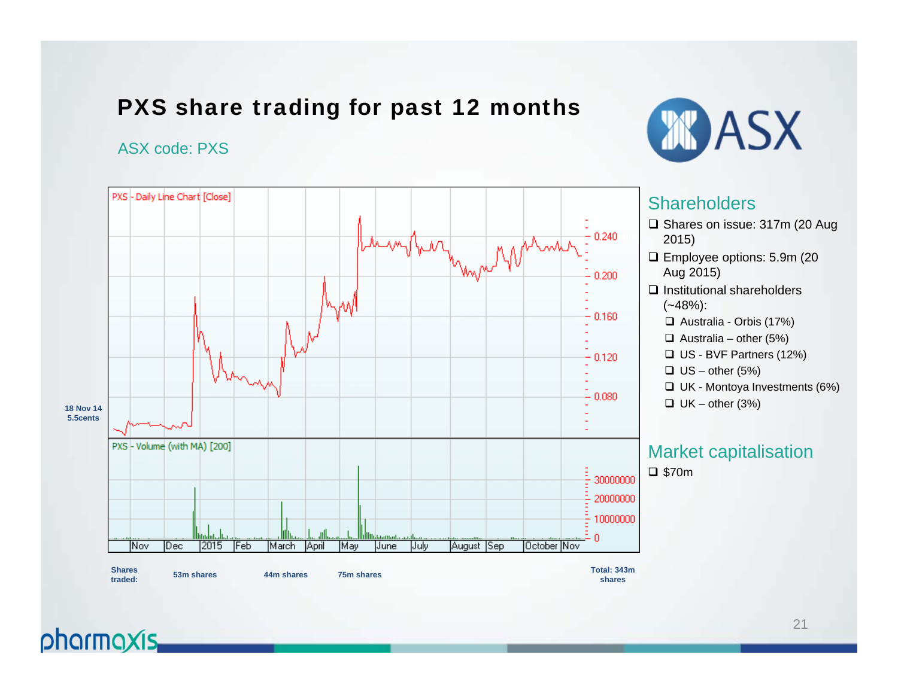# PXS share trading for past 12 months

ASX code: PXS

PXS - Daily Line Chart [Close]

PXS - Volume (with MA) [200]

18 Nov 14
5.5cents

Shares traded: 53m shares | 44m shares | 75m shares | Total: 343m shares

## Shareholders

- Shares on issue: 317m (20 Aug 2015)
- Employee options: 5.9m (20 Aug 2015)
- Institutional shareholders (~48%):
  - Australia - Orbis (17%)
  - Australia – other (5%)
  - US - BVF Partners (12%)
  - US – other (5%)
  - UK - Montoya Investments (6%)
  - UK – other (3%)

## Market capitalisation

- $70m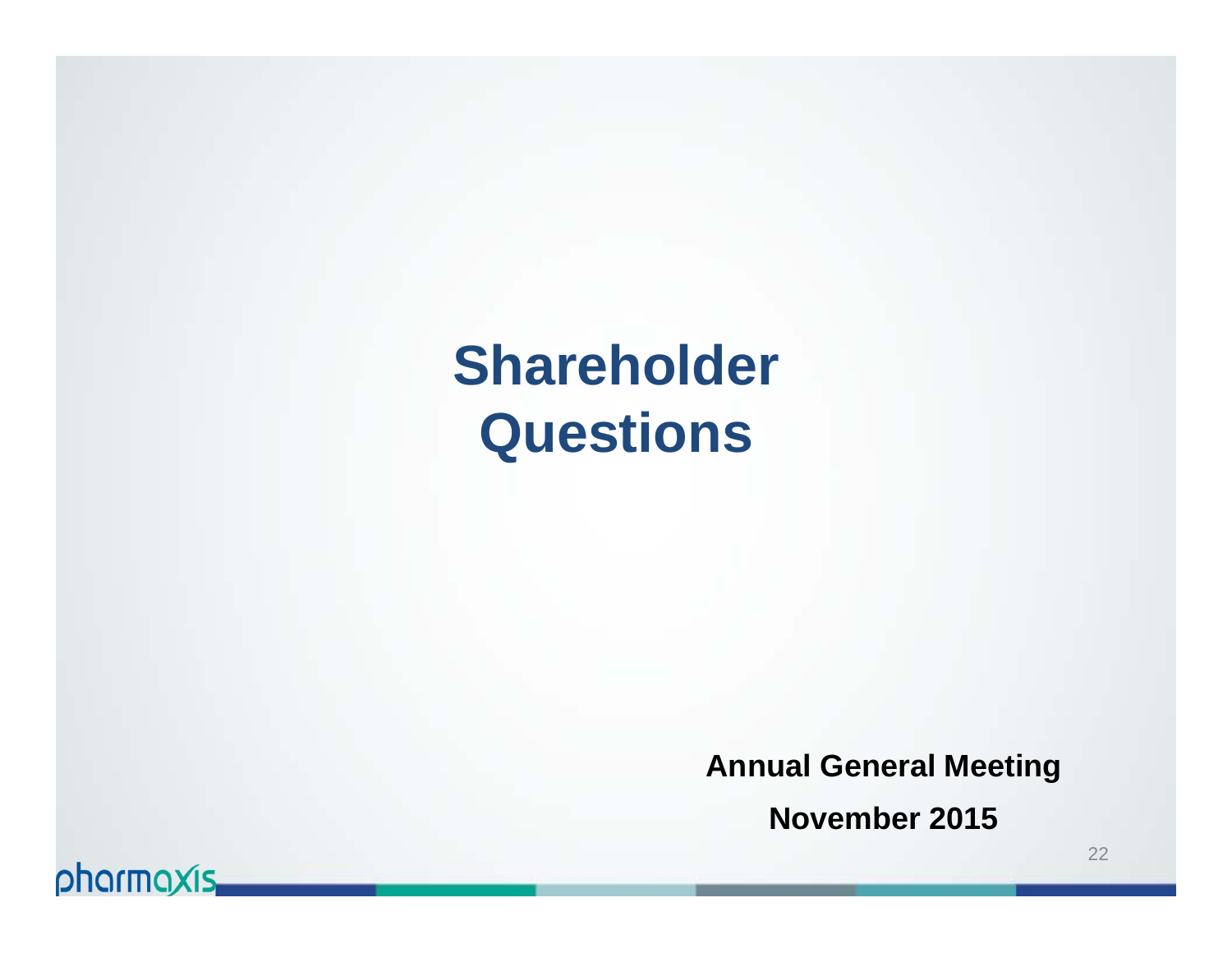# Shareholder Questions

**Annual General Meeting**

**November 2015**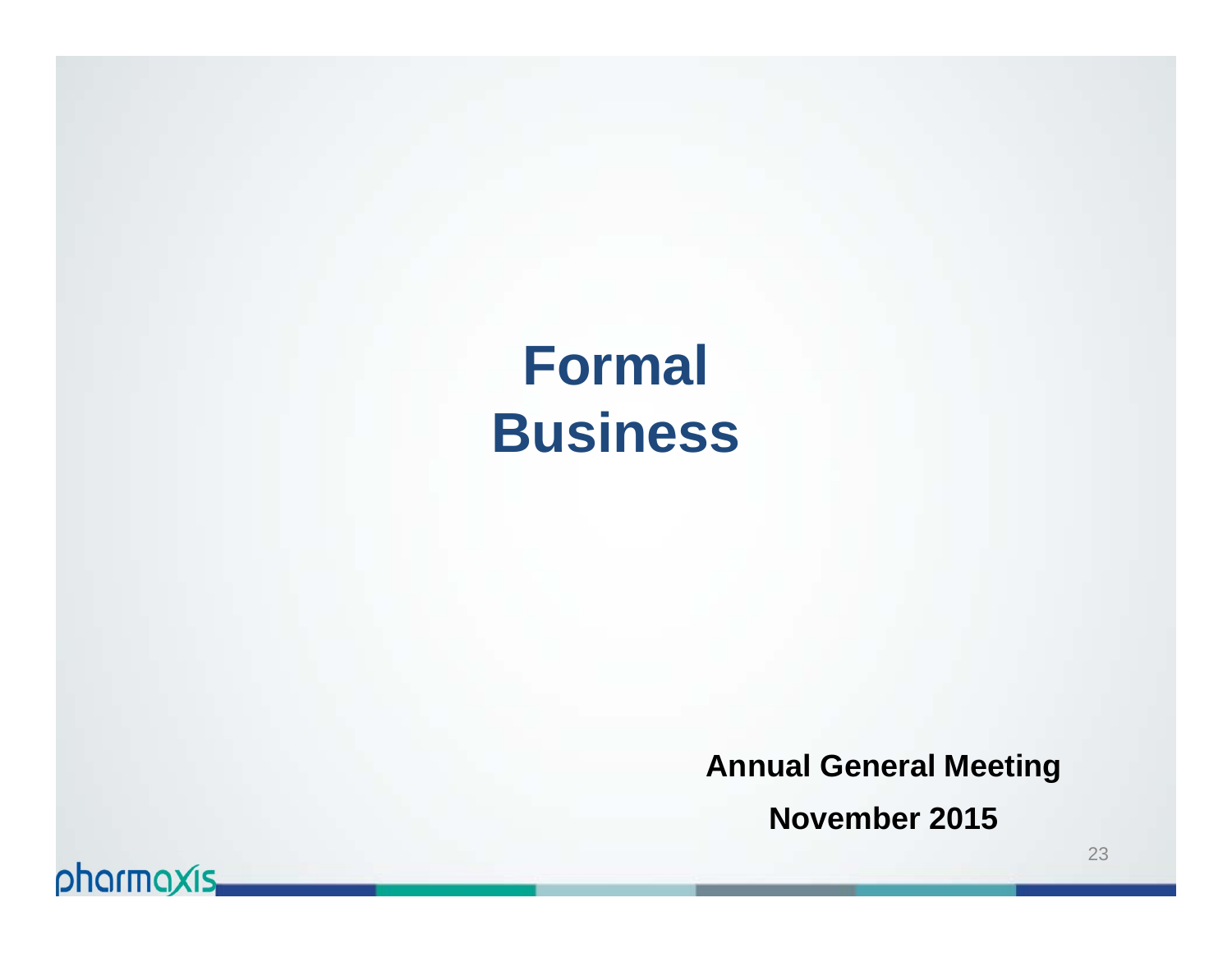# Formal Business

**Annual General Meeting**

**November 2015**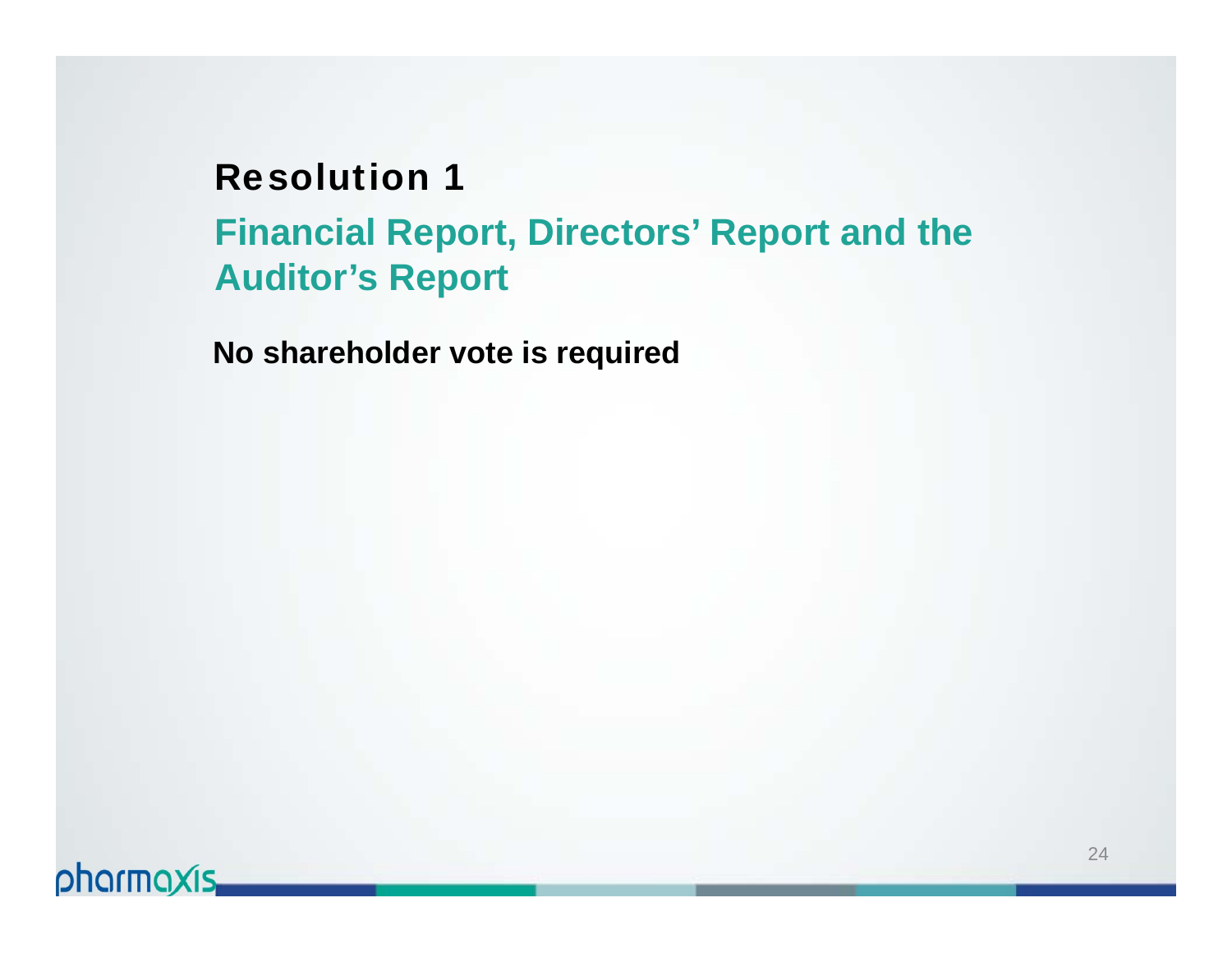# Resolution 1

## Financial Report, Directors’ Report and the Auditor’s Report

**No shareholder vote is required**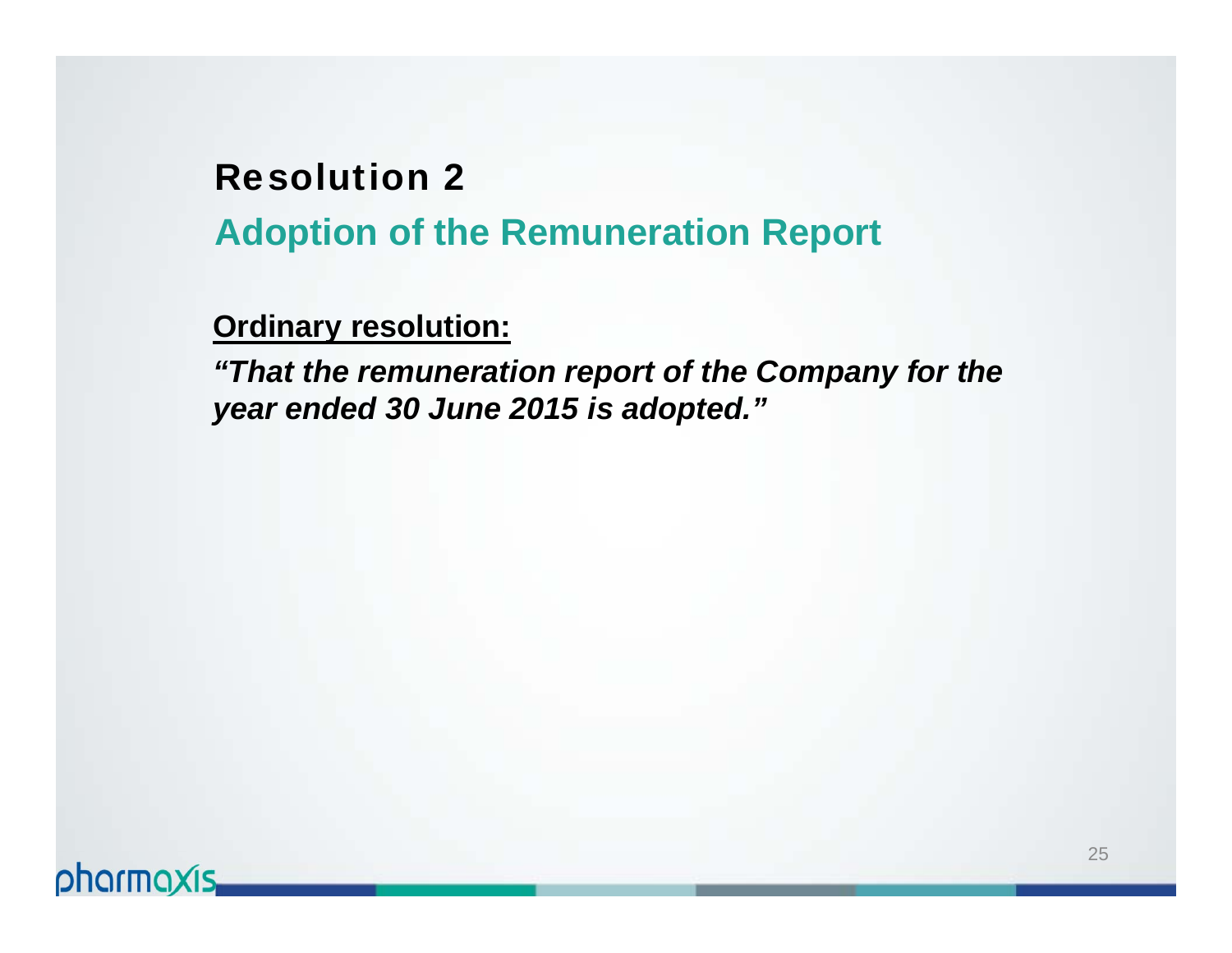# Resolution 2

## Adoption of the Remuneration Report

**Ordinary resolution:**

***"That the remuneration report of the Company for the year ended 30 June 2015 is adopted."***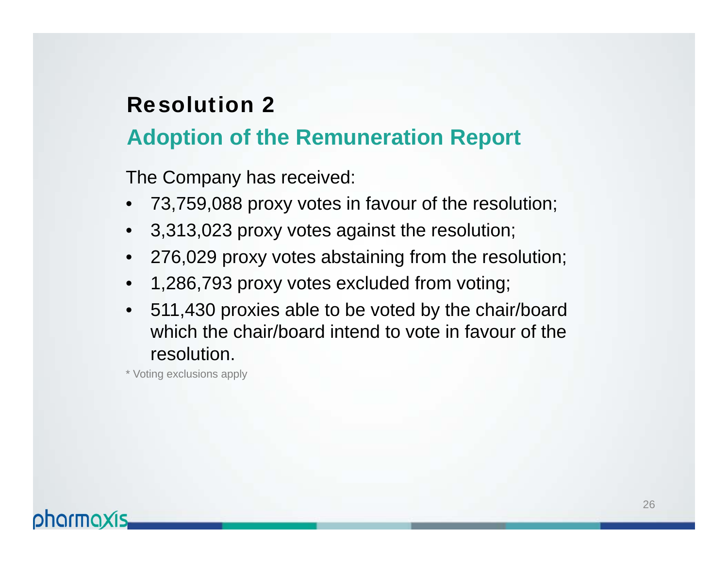# Resolution 2

## Adoption of the Remuneration Report

The Company has received:

- 73,759,088 proxy votes in favour of the resolution;
- 3,313,023 proxy votes against the resolution;
- 276,029 proxy votes abstaining from the resolution;
- 1,286,793 proxy votes excluded from voting;
- 511,430 proxies able to be voted by the chair/board which the chair/board intend to vote in favour of the resolution.

* Voting exclusions apply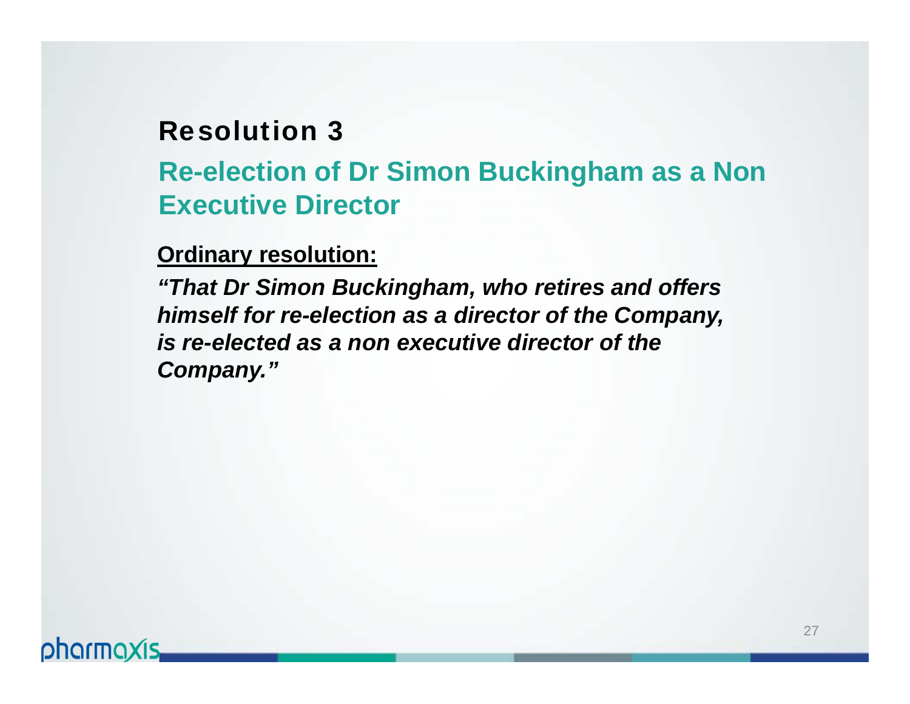# Resolution 3

## Re-election of Dr Simon Buckingham as a Non Executive Director

**Ordinary resolution:**

***"That Dr Simon Buckingham, who retires and offers himself for re-election as a director of the Company, is re-elected as a non executive director of the Company."***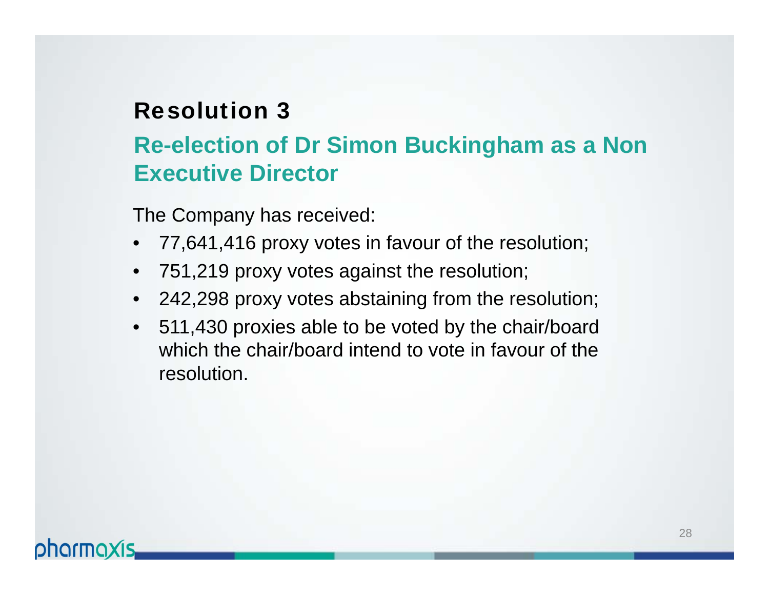## Resolution 3

### Re-election of Dr Simon Buckingham as a Non Executive Director

The Company has received:

- 77,641,416 proxy votes in favour of the resolution;
- 751,219 proxy votes against the resolution;
- 242,298 proxy votes abstaining from the resolution;
- 511,430 proxies able to be voted by the chair/board which the chair/board intend to vote in favour of the resolution.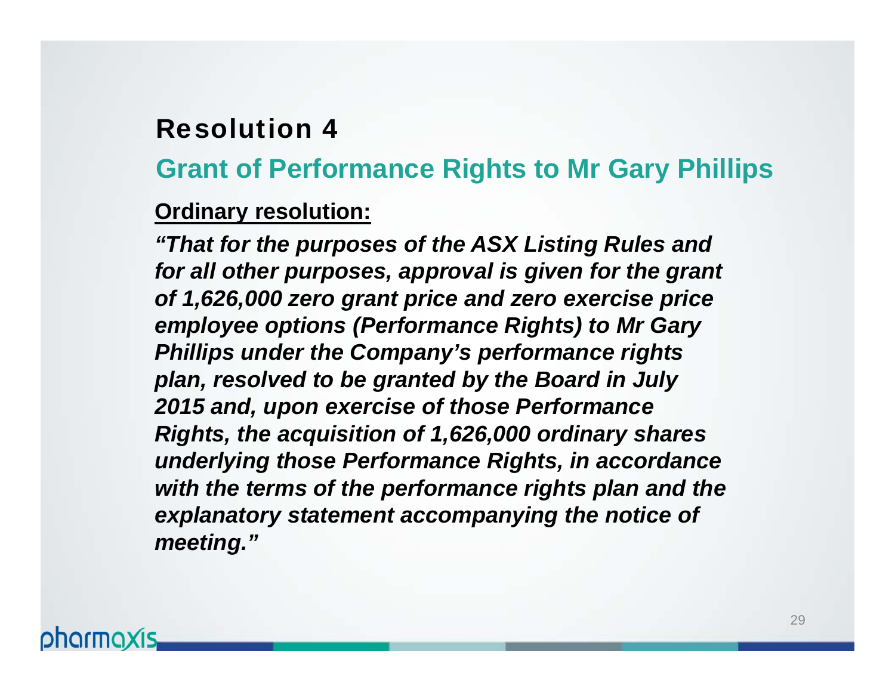# Resolution 4

## Grant of Performance Rights to Mr Gary Phillips

**Ordinary resolution:**

***"That for the purposes of the ASX Listing Rules and for all other purposes, approval is given for the grant of 1,626,000 zero grant price and zero exercise price employee options (Performance Rights) to Mr Gary Phillips under the Company's performance rights plan, resolved to be granted by the Board in July 2015 and, upon exercise of those Performance Rights, the acquisition of 1,626,000 ordinary shares underlying those Performance Rights, in accordance with the terms of the performance rights plan and the explanatory statement accompanying the notice of meeting."***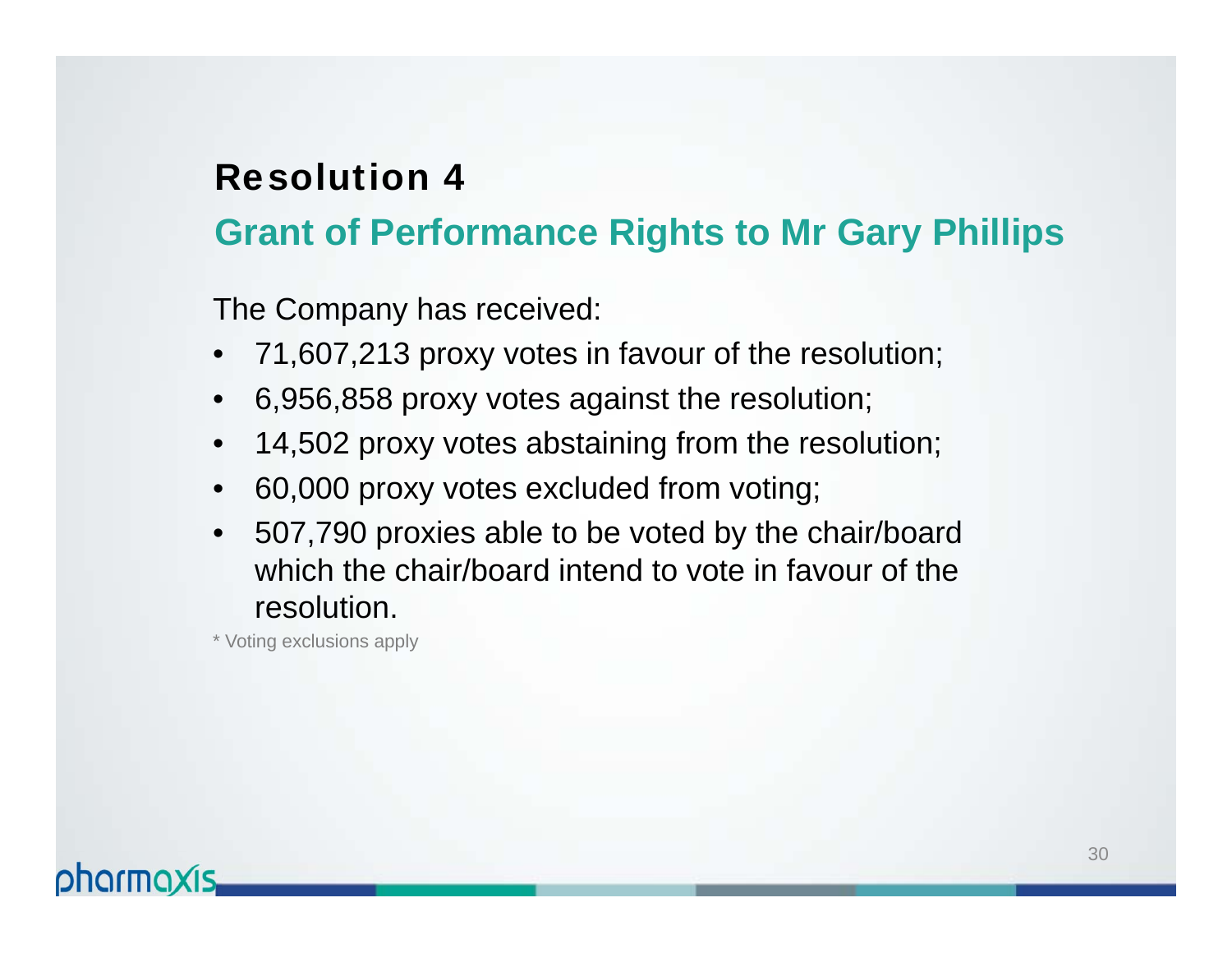# Resolution 4

## Grant of Performance Rights to Mr Gary Phillips

The Company has received:

- 71,607,213 proxy votes in favour of the resolution;
- 6,956,858 proxy votes against the resolution;
- 14,502 proxy votes abstaining from the resolution;
- 60,000 proxy votes excluded from voting;
- 507,790 proxies able to be voted by the chair/board which the chair/board intend to vote in favour of the resolution.

* Voting exclusions apply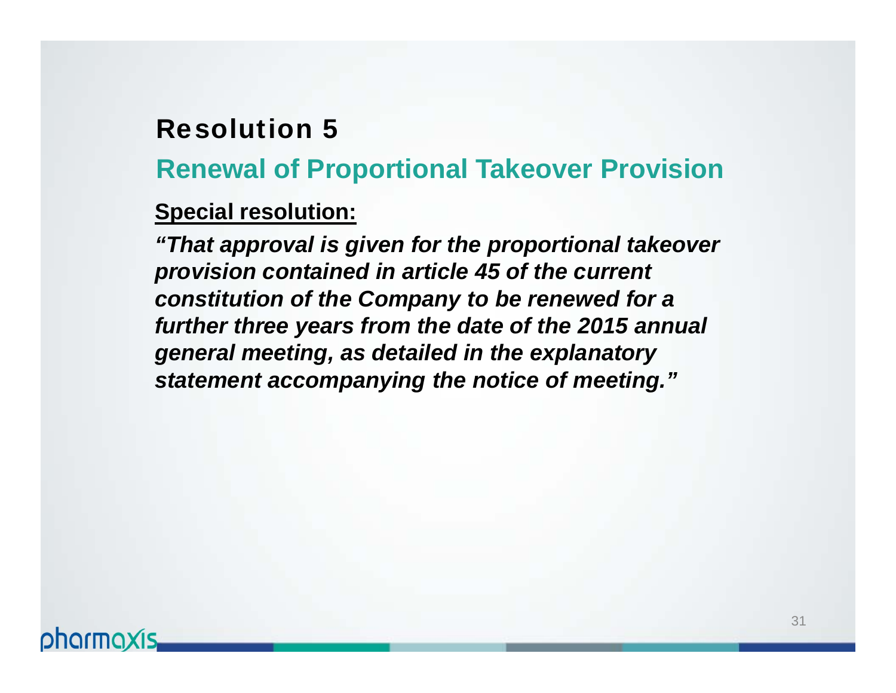# Resolution 5

## Renewal of Proportional Takeover Provision

**Special resolution:**

***"That approval is given for the proportional takeover provision contained in article 45 of the current constitution of the Company to be renewed for a further three years from the date of the 2015 annual general meeting, as detailed in the explanatory statement accompanying the notice of meeting."***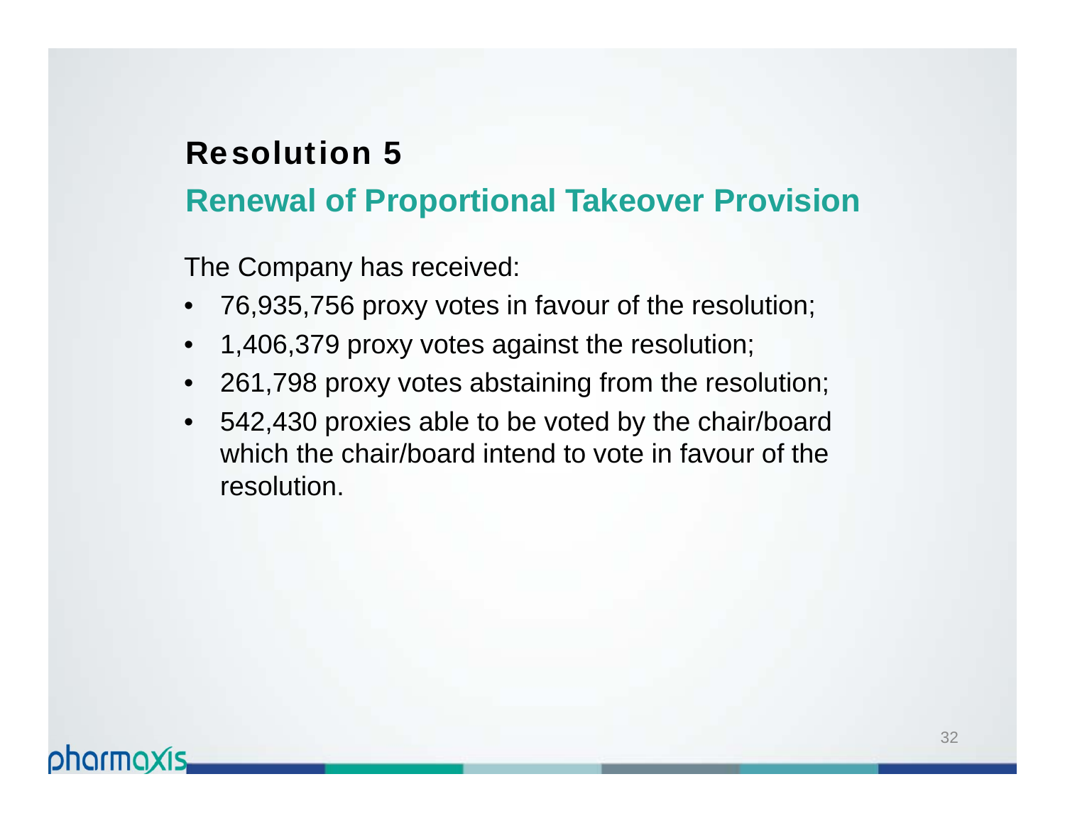# Resolution 5

## Renewal of Proportional Takeover Provision

The Company has received:

- 76,935,756 proxy votes in favour of the resolution;
- 1,406,379 proxy votes against the resolution;
- 261,798 proxy votes abstaining from the resolution;
- 542,430 proxies able to be voted by the chair/board which the chair/board intend to vote in favour of the resolution.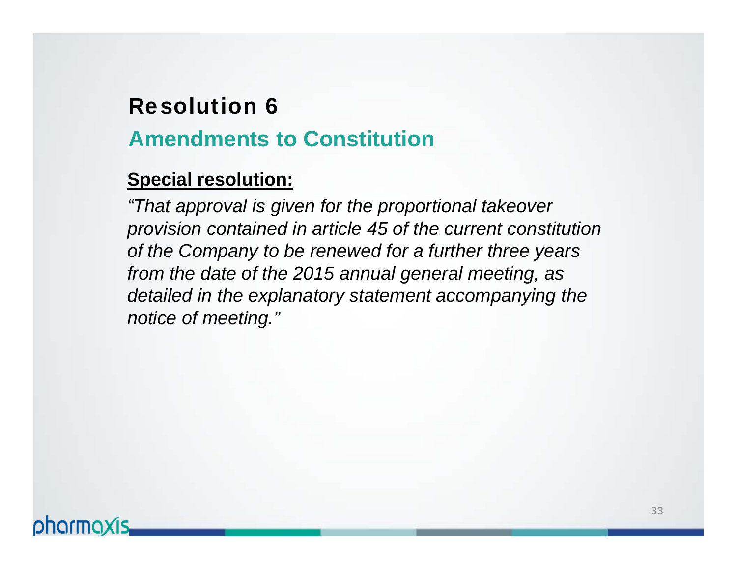# Resolution 6

## Amendments to Constitution

**Special resolution:**

*"That approval is given for the proportional takeover provision contained in article 45 of the current constitution of the Company to be renewed for a further three years from the date of the 2015 annual general meeting, as detailed in the explanatory statement accompanying the notice of meeting."*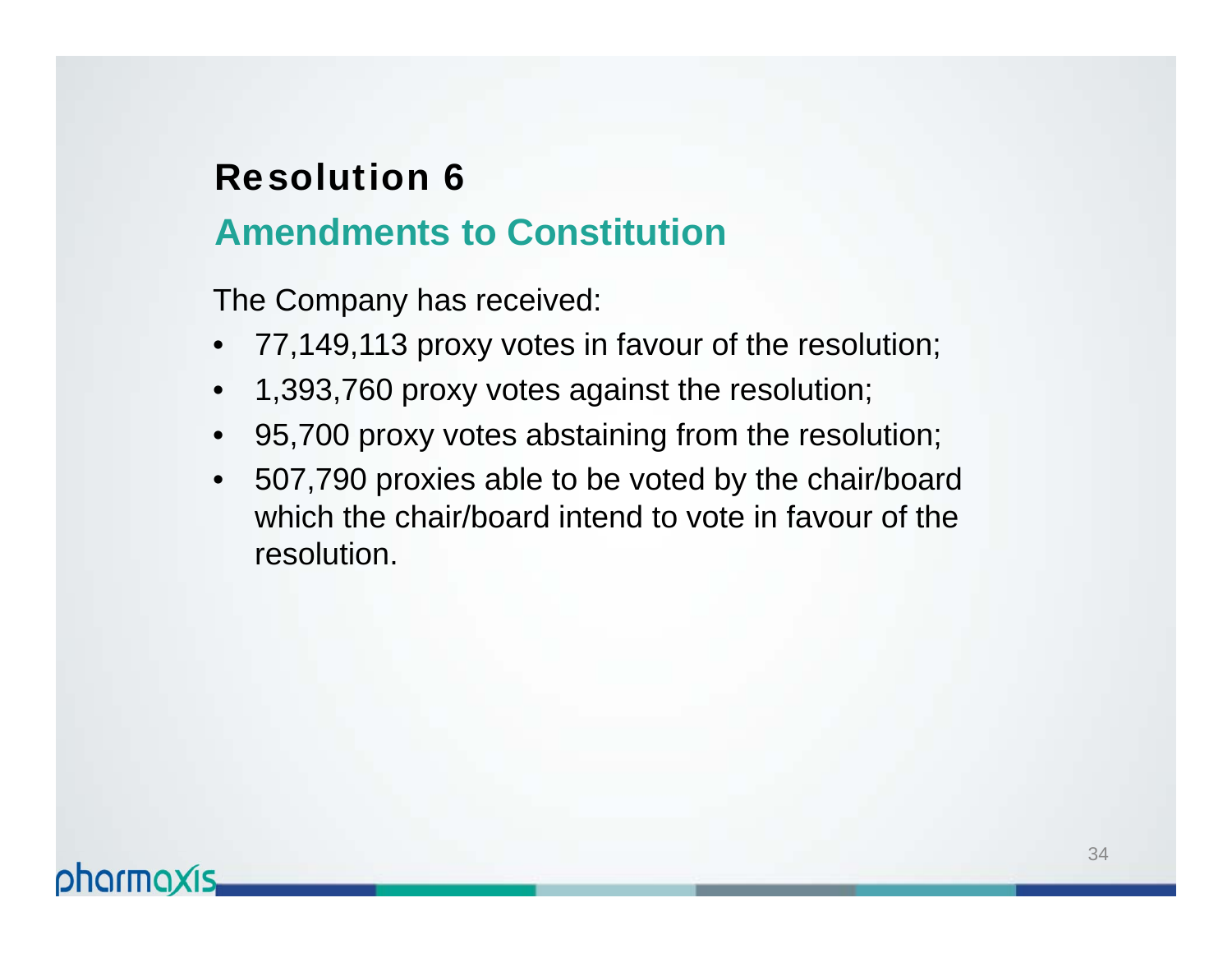# Resolution 6

## Amendments to Constitution

The Company has received:

- 77,149,113 proxy votes in favour of the resolution;
- 1,393,760 proxy votes against the resolution;
- 95,700 proxy votes abstaining from the resolution;
- 507,790 proxies able to be voted by the chair/board which the chair/board intend to vote in favour of the resolution.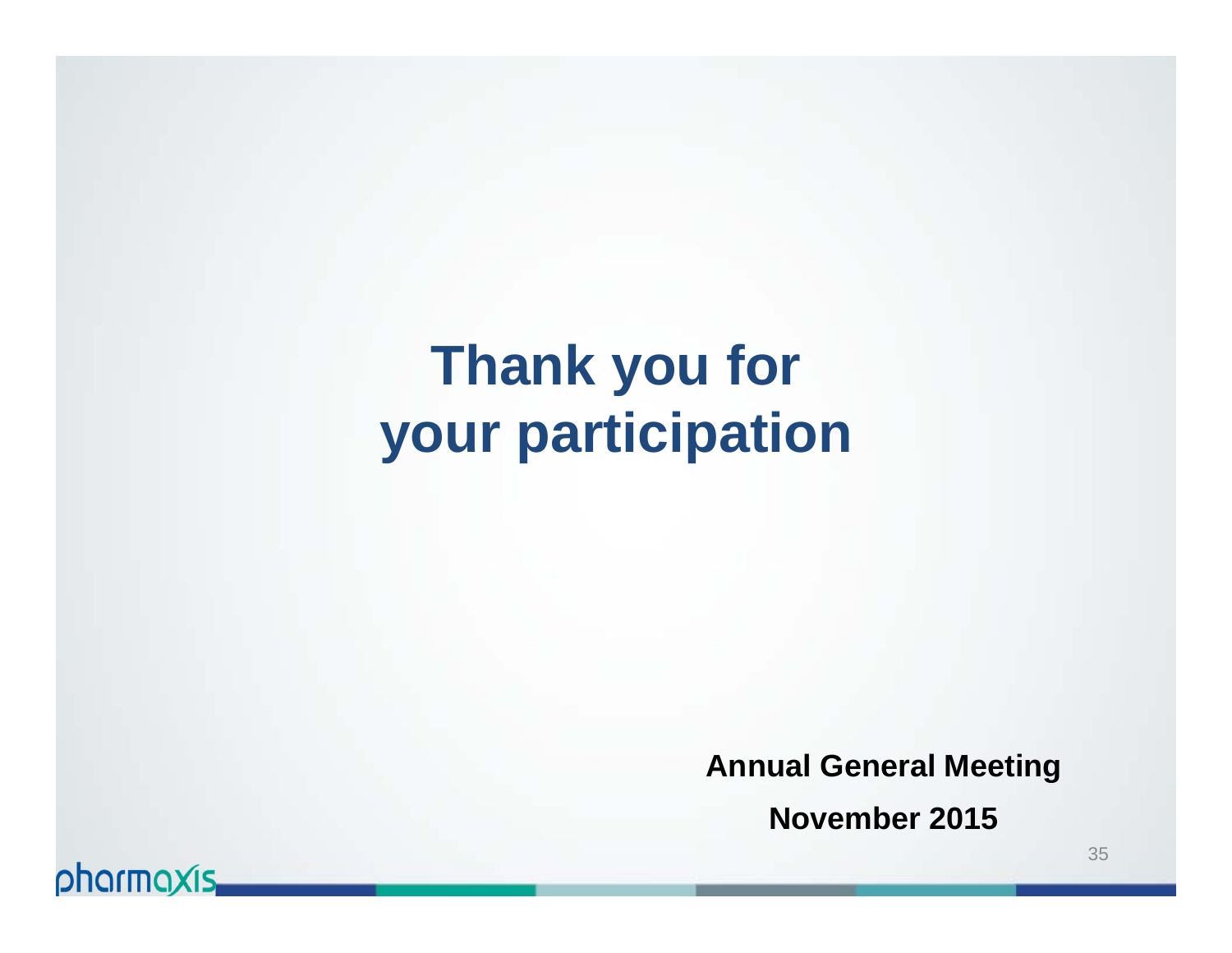# Thank you for your participation

**Annual General Meeting**

**November 2015**